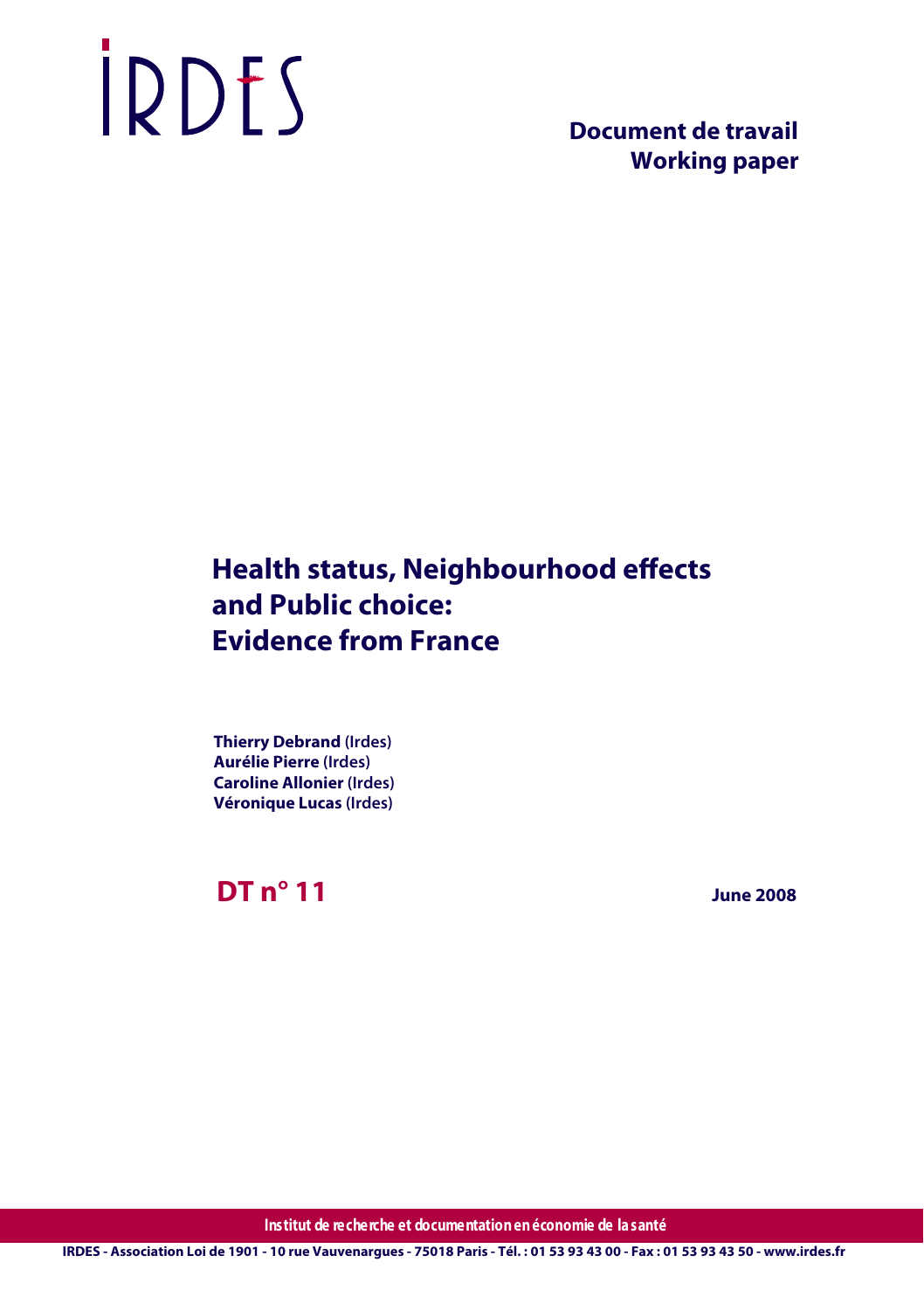IRDES

**Document de travail**
**Working paper**

# Health status, Neighbourhood effects and Public choice: Evidence from France

**Thierry Debrand** (Irdes)
**Aurélie Pierre** (Irdes)
**Caroline Allonier** (Irdes)
**Véronique Lucas** (Irdes)

**DT n° 11**

**June 2008**

Institut de recherche et documentation en économie de la santé

IRDES - Association Loi de 1901 - 10 rue Vauvenargues - 75018 Paris - Tél. : 01 53 93 43 00 - Fax : 01 53 93 43 50 - www.irdes.fr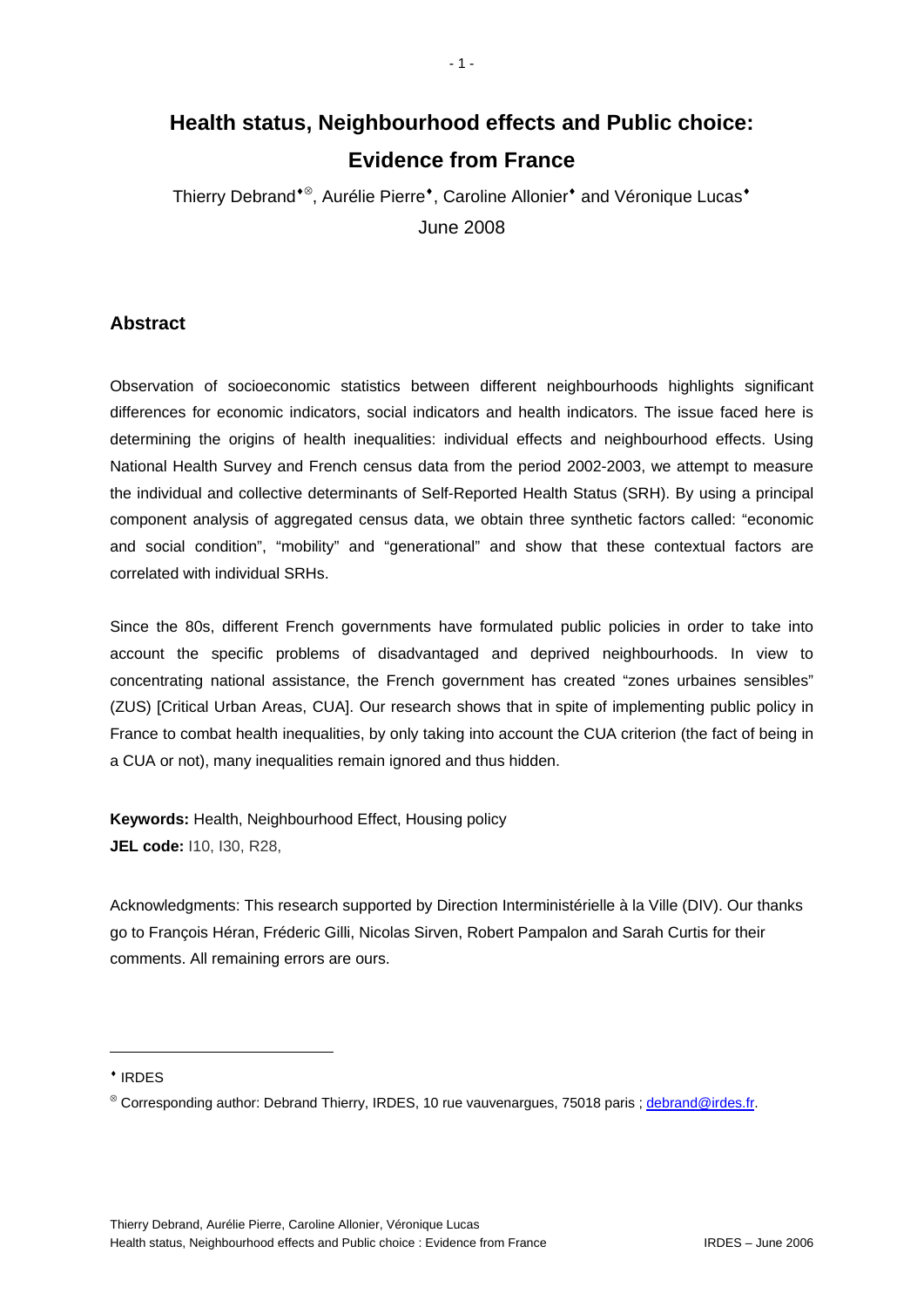# Health status, Neighbourhood effects and Public choice: Evidence from France

Thierry Debrand[◆,⊗], Aurélie Pierre[◆], Caroline Allonier[◆] and Véronique Lucas[◆]

June 2008

## Abstract

Observation of socioeconomic statistics between different neighbourhoods highlights significant differences for economic indicators, social indicators and health indicators. The issue faced here is determining the origins of health inequalities: individual effects and neighbourhood effects. Using National Health Survey and French census data from the period 2002-2003, we attempt to measure the individual and collective determinants of Self-Reported Health Status (SRH). By using a principal component analysis of aggregated census data, we obtain three synthetic factors called: "economic and social condition", "mobility" and "generational" and show that these contextual factors are correlated with individual SRHs.

Since the 80s, different French governments have formulated public policies in order to take into account the specific problems of disadvantaged and deprived neighbourhoods. In view to concentrating national assistance, the French government has created "zones urbaines sensibles" (ZUS) [Critical Urban Areas, CUA]. Our research shows that in spite of implementing public policy in France to combat health inequalities, by only taking into account the CUA criterion (the fact of being in a CUA or not), many inequalities remain ignored and thus hidden.

**Keywords:** Health, Neighbourhood Effect, Housing policy

**JEL code:** I10, I30, R28,

Acknowledgments: This research supported by Direction Interministérielle à la Ville (DIV). Our thanks go to François Héran, Fréderic Gilli, Nicolas Sirven, Robert Pampalon and Sarah Curtis for their comments. All remaining errors are ours.

---

[◆] IRDES

[⊗] Corresponding author: Debrand Thierry, IRDES, 10 rue vauvenargues, 75018 paris ; debrand@irdes.fr.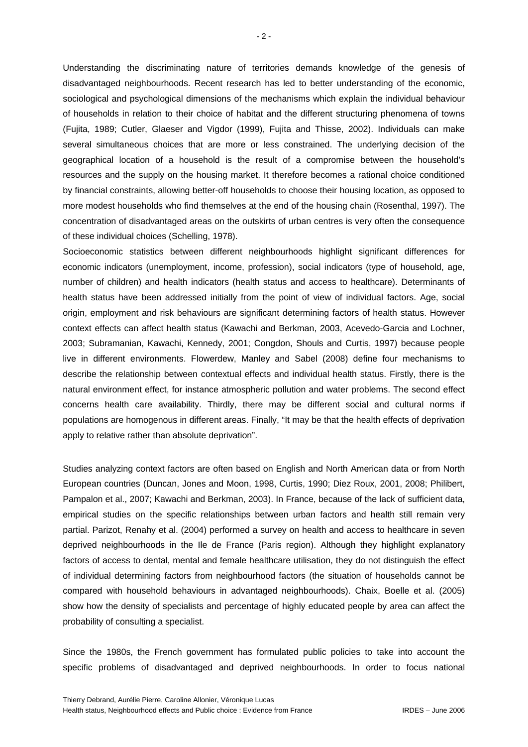Understanding the discriminating nature of territories demands knowledge of the genesis of disadvantaged neighbourhoods. Recent research has led to better understanding of the economic, sociological and psychological dimensions of the mechanisms which explain the individual behaviour of households in relation to their choice of habitat and the different structuring phenomena of towns (Fujita, 1989; Cutler, Glaeser and Vigdor (1999), Fujita and Thisse, 2002). Individuals can make several simultaneous choices that are more or less constrained. The underlying decision of the geographical location of a household is the result of a compromise between the household's resources and the supply on the housing market. It therefore becomes a rational choice conditioned by financial constraints, allowing better-off households to choose their housing location, as opposed to more modest households who find themselves at the end of the housing chain (Rosenthal, 1997). The concentration of disadvantaged areas on the outskirts of urban centres is very often the consequence of these individual choices (Schelling, 1978).

Socioeconomic statistics between different neighbourhoods highlight significant differences for economic indicators (unemployment, income, profession), social indicators (type of household, age, number of children) and health indicators (health status and access to healthcare). Determinants of health status have been addressed initially from the point of view of individual factors. Age, social origin, employment and risk behaviours are significant determining factors of health status. However context effects can affect health status (Kawachi and Berkman, 2003, Acevedo-Garcia and Lochner, 2003; Subramanian, Kawachi, Kennedy, 2001; Congdon, Shouls and Curtis, 1997) because people live in different environments. Flowerdew, Manley and Sabel (2008) define four mechanisms to describe the relationship between contextual effects and individual health status. Firstly, there is the natural environment effect, for instance atmospheric pollution and water problems. The second effect concerns health care availability. Thirdly, there may be different social and cultural norms if populations are homogenous in different areas. Finally, "It may be that the health effects of deprivation apply to relative rather than absolute deprivation".

Studies analyzing context factors are often based on English and North American data or from North European countries (Duncan, Jones and Moon, 1998, Curtis, 1990; Diez Roux, 2001, 2008; Philibert, Pampalon et al., 2007; Kawachi and Berkman, 2003). In France, because of the lack of sufficient data, empirical studies on the specific relationships between urban factors and health still remain very partial. Parizot, Renahy et al. (2004) performed a survey on health and access to healthcare in seven deprived neighbourhoods in the Ile de France (Paris region). Although they highlight explanatory factors of access to dental, mental and female healthcare utilisation, they do not distinguish the effect of individual determining factors from neighbourhood factors (the situation of households cannot be compared with household behaviours in advantaged neighbourhoods). Chaix, Boelle et al. (2005) show how the density of specialists and percentage of highly educated people by area can affect the probability of consulting a specialist.

Since the 1980s, the French government has formulated public policies to take into account the specific problems of disadvantaged and deprived neighbourhoods. In order to focus national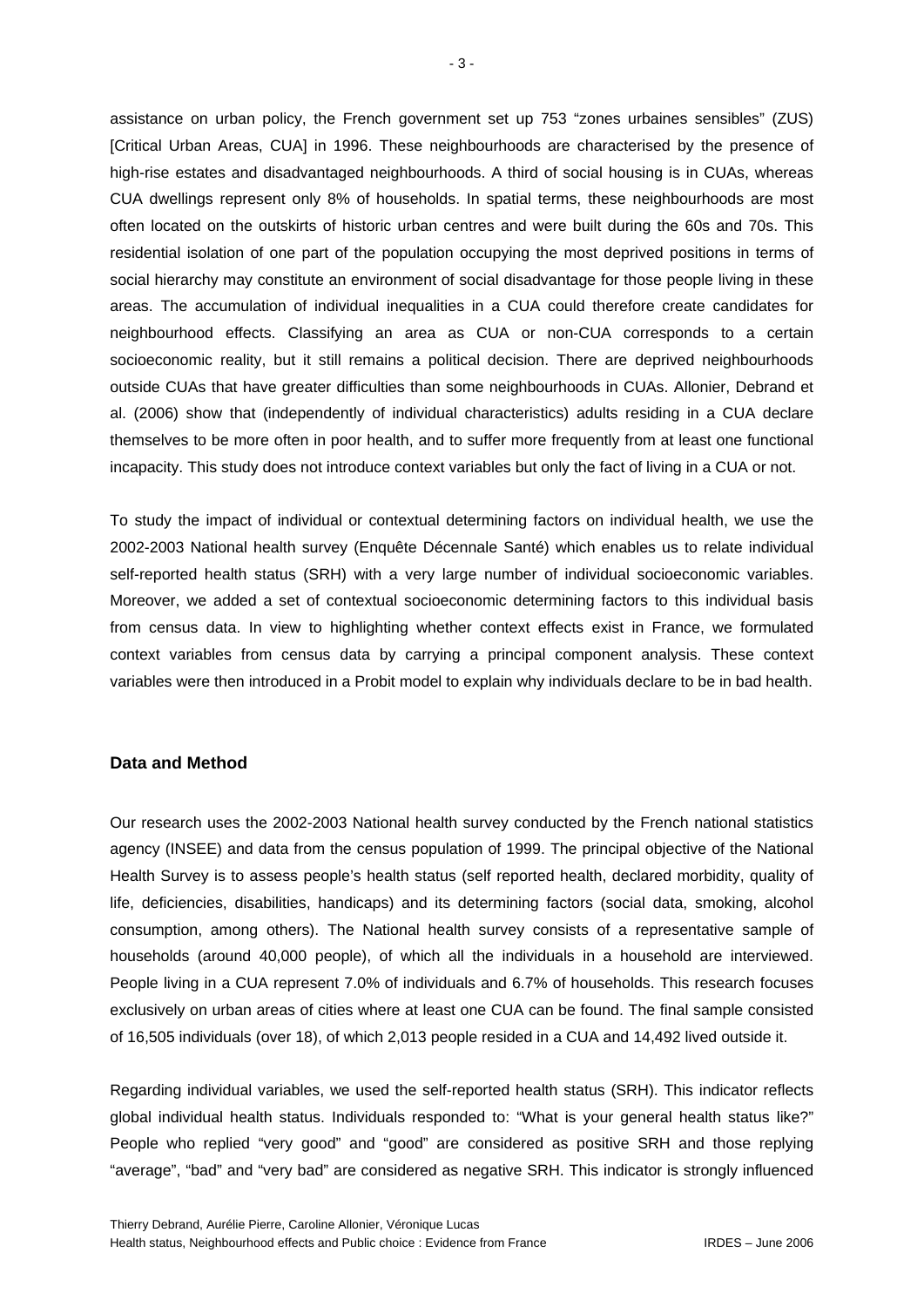assistance on urban policy, the French government set up 753 "zones urbaines sensibles" (ZUS) [Critical Urban Areas, CUA] in 1996. These neighbourhoods are characterised by the presence of high-rise estates and disadvantaged neighbourhoods. A third of social housing is in CUAs, whereas CUA dwellings represent only 8% of households. In spatial terms, these neighbourhoods are most often located on the outskirts of historic urban centres and were built during the 60s and 70s. This residential isolation of one part of the population occupying the most deprived positions in terms of social hierarchy may constitute an environment of social disadvantage for those people living in these areas. The accumulation of individual inequalities in a CUA could therefore create candidates for neighbourhood effects. Classifying an area as CUA or non-CUA corresponds to a certain socioeconomic reality, but it still remains a political decision. There are deprived neighbourhoods outside CUAs that have greater difficulties than some neighbourhoods in CUAs. Allonier, Debrand et al. (2006) show that (independently of individual characteristics) adults residing in a CUA declare themselves to be more often in poor health, and to suffer more frequently from at least one functional incapacity. This study does not introduce context variables but only the fact of living in a CUA or not.

To study the impact of individual or contextual determining factors on individual health, we use the 2002-2003 National health survey (Enquête Décennale Santé) which enables us to relate individual self-reported health status (SRH) with a very large number of individual socioeconomic variables. Moreover, we added a set of contextual socioeconomic determining factors to this individual basis from census data. In view to highlighting whether context effects exist in France, we formulated context variables from census data by carrying a principal component analysis. These context variables were then introduced in a Probit model to explain why individuals declare to be in bad health.

## Data and Method

Our research uses the 2002-2003 National health survey conducted by the French national statistics agency (INSEE) and data from the census population of 1999. The principal objective of the National Health Survey is to assess people's health status (self reported health, declared morbidity, quality of life, deficiencies, disabilities, handicaps) and its determining factors (social data, smoking, alcohol consumption, among others). The National health survey consists of a representative sample of households (around 40,000 people), of which all the individuals in a household are interviewed. People living in a CUA represent 7.0% of individuals and 6.7% of households. This research focuses exclusively on urban areas of cities where at least one CUA can be found. The final sample consisted of 16,505 individuals (over 18), of which 2,013 people resided in a CUA and 14,492 lived outside it.

Regarding individual variables, we used the self-reported health status (SRH). This indicator reflects global individual health status. Individuals responded to: "What is your general health status like?" People who replied "very good" and "good" are considered as positive SRH and those replying "average", "bad" and "very bad" are considered as negative SRH. This indicator is strongly influenced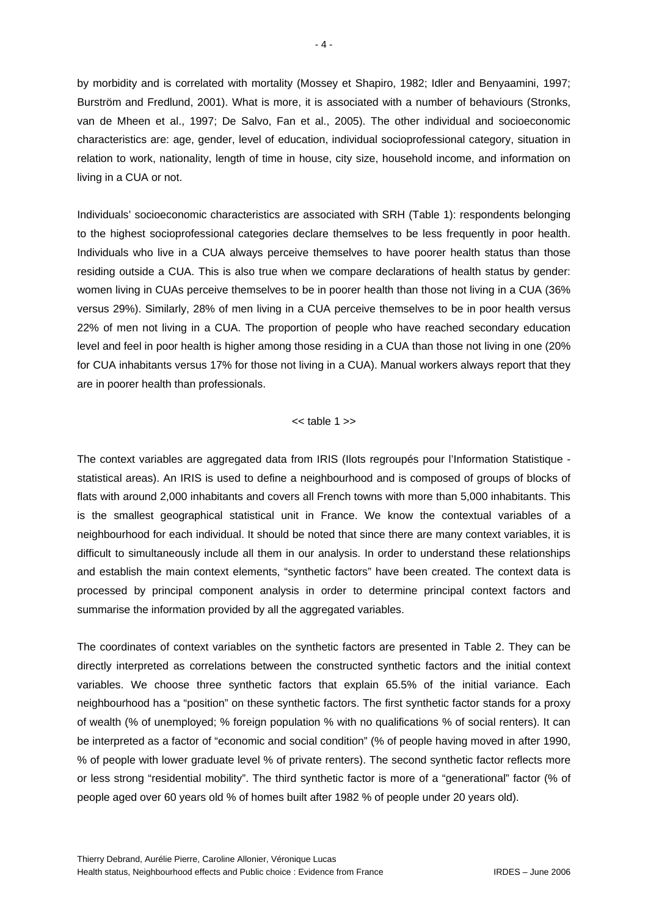by morbidity and is correlated with mortality (Mossey et Shapiro, 1982; Idler and Benyaamini, 1997; Burström and Fredlund, 2001). What is more, it is associated with a number of behaviours (Stronks, van de Mheen et al., 1997; De Salvo, Fan et al., 2005). The other individual and socioeconomic characteristics are: age, gender, level of education, individual socioprofessional category, situation in relation to work, nationality, length of time in house, city size, household income, and information on living in a CUA or not.

Individuals' socioeconomic characteristics are associated with SRH (Table 1): respondents belonging to the highest socioprofessional categories declare themselves to be less frequently in poor health. Individuals who live in a CUA always perceive themselves to have poorer health status than those residing outside a CUA. This is also true when we compare declarations of health status by gender: women living in CUAs perceive themselves to be in poorer health than those not living in a CUA (36% versus 29%). Similarly, 28% of men living in a CUA perceive themselves to be in poor health versus 22% of men not living in a CUA. The proportion of people who have reached secondary education level and feel in poor health is higher among those residing in a CUA than those not living in one (20% for CUA inhabitants versus 17% for those not living in a CUA). Manual workers always report that they are in poorer health than professionals.

<< table 1 >>

The context variables are aggregated data from IRIS (Ilots regroupés pour l'Information Statistique - statistical areas). An IRIS is used to define a neighbourhood and is composed of groups of blocks of flats with around 2,000 inhabitants and covers all French towns with more than 5,000 inhabitants. This is the smallest geographical statistical unit in France. We know the contextual variables of a neighbourhood for each individual. It should be noted that since there are many context variables, it is difficult to simultaneously include all them in our analysis. In order to understand these relationships and establish the main context elements, "synthetic factors" have been created. The context data is processed by principal component analysis in order to determine principal context factors and summarise the information provided by all the aggregated variables.

The coordinates of context variables on the synthetic factors are presented in Table 2. They can be directly interpreted as correlations between the constructed synthetic factors and the initial context variables. We choose three synthetic factors that explain 65.5% of the initial variance. Each neighbourhood has a "position" on these synthetic factors. The first synthetic factor stands for a proxy of wealth (% of unemployed; % foreign population % with no qualifications % of social renters). It can be interpreted as a factor of "economic and social condition" (% of people having moved in after 1990, % of people with lower graduate level % of private renters). The second synthetic factor reflects more or less strong "residential mobility". The third synthetic factor is more of a "generational" factor (% of people aged over 60 years old % of homes built after 1982 % of people under 20 years old).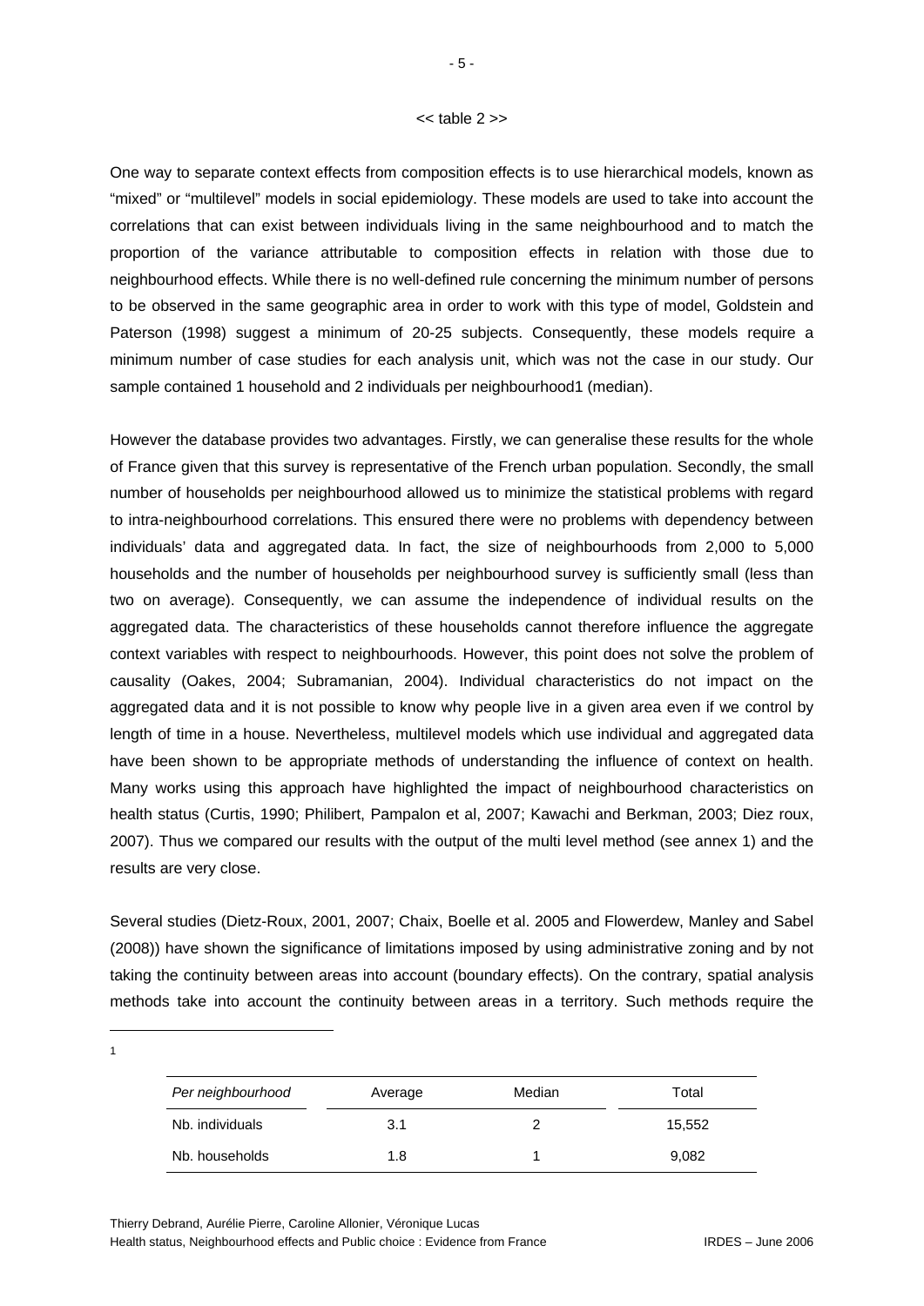<< table 2 >>

One way to separate context effects from composition effects is to use hierarchical models, known as "mixed" or "multilevel" models in social epidemiology. These models are used to take into account the correlations that can exist between individuals living in the same neighbourhood and to match the proportion of the variance attributable to composition effects in relation with those due to neighbourhood effects. While there is no well-defined rule concerning the minimum number of persons to be observed in the same geographic area in order to work with this type of model, Goldstein and Paterson (1998) suggest a minimum of 20-25 subjects. Consequently, these models require a minimum number of case studies for each analysis unit, which was not the case in our study. Our sample contained 1 household and 2 individuals per neighbourhood[1] (median).

However the database provides two advantages. Firstly, we can generalise these results for the whole of France given that this survey is representative of the French urban population. Secondly, the small number of households per neighbourhood allowed us to minimize the statistical problems with regard to intra-neighbourhood correlations. This ensured there were no problems with dependency between individuals' data and aggregated data. In fact, the size of neighbourhoods from 2,000 to 5,000 households and the number of households per neighbourhood survey is sufficiently small (less than two on average). Consequently, we can assume the independence of individual results on the aggregated data. The characteristics of these households cannot therefore influence the aggregate context variables with respect to neighbourhoods. However, this point does not solve the problem of causality (Oakes, 2004; Subramanian, 2004). Individual characteristics do not impact on the aggregated data and it is not possible to know why people live in a given area even if we control by length of time in a house. Nevertheless, multilevel models which use individual and aggregated data have been shown to be appropriate methods of understanding the influence of context on health. Many works using this approach have highlighted the impact of neighbourhood characteristics on health status (Curtis, 1990; Philibert, Pampalon et al, 2007; Kawachi and Berkman, 2003; Diez roux, 2007). Thus we compared our results with the output of the multi level method (see annex 1) and the results are very close.

Several studies (Dietz-Roux, 2001, 2007; Chaix, Boelle et al. 2005 and Flowerdew, Manley and Sabel (2008)) have shown the significance of limitations imposed by using administrative zoning and by not taking the continuity between areas into account (boundary effects). On the contrary, spatial analysis methods take into account the continuity between areas in a territory. Such methods require the

---

[1]

| *Per neighbourhood* | Average | Median | Total |
|---|---|---|---|
| Nb. individuals | 3.1 | 2 | 15,552 |
| Nb. households | 1.8 | 1 | 9,082 |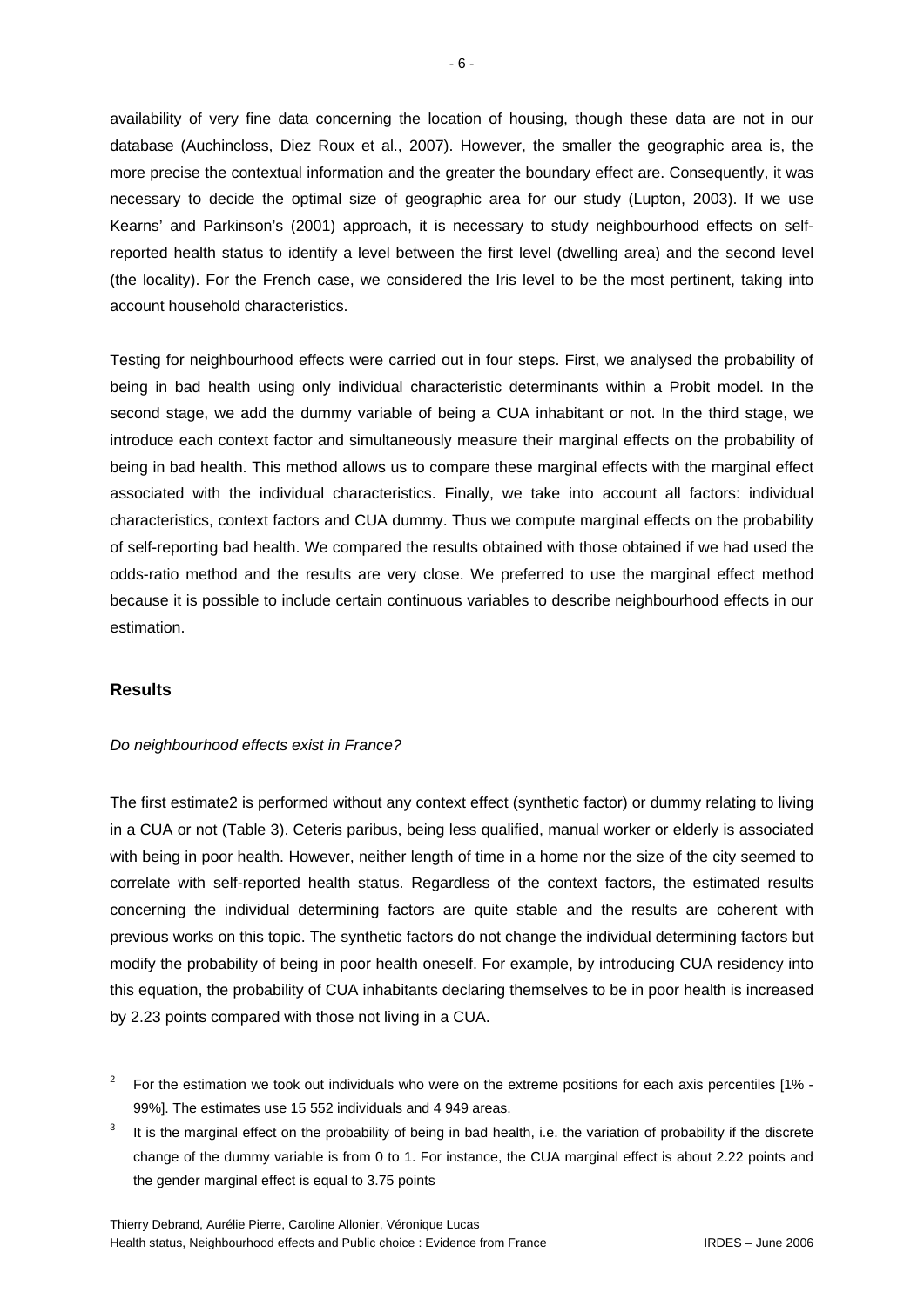availability of very fine data concerning the location of housing, though these data are not in our database (Auchincloss, Diez Roux et al., 2007). However, the smaller the geographic area is, the more precise the contextual information and the greater the boundary effect are. Consequently, it was necessary to decide the optimal size of geographic area for our study (Lupton, 2003). If we use Kearns' and Parkinson's (2001) approach, it is necessary to study neighbourhood effects on self-reported health status to identify a level between the first level (dwelling area) and the second level (the locality). For the French case, we considered the Iris level to be the most pertinent, taking into account household characteristics.

Testing for neighbourhood effects were carried out in four steps. First, we analysed the probability of being in bad health using only individual characteristic determinants within a Probit model. In the second stage, we add the dummy variable of being a CUA inhabitant or not. In the third stage, we introduce each context factor and simultaneously measure their marginal effects on the probability of being in bad health. This method allows us to compare these marginal effects with the marginal effect associated with the individual characteristics. Finally, we take into account all factors: individual characteristics, context factors and CUA dummy. Thus we compute marginal effects on the probability of self-reporting bad health. We compared the results obtained with those obtained if we had used the odds-ratio method and the results are very close. We preferred to use the marginal effect method because it is possible to include certain continuous variables to describe neighbourhood effects in our estimation.

## Results

*Do neighbourhood effects exist in France?*

The first estimate2 is performed without any context effect (synthetic factor) or dummy relating to living in a CUA or not (Table 3). Ceteris paribus, being less qualified, manual worker or elderly is associated with being in poor health. However, neither length of time in a home nor the size of the city seemed to correlate with self-reported health status. Regardless of the context factors, the estimated results concerning the individual determining factors are quite stable and the results are coherent with previous works on this topic. The synthetic factors do not change the individual determining factors but modify the probability of being in poor health oneself. For example, by introducing CUA residency into this equation, the probability of CUA inhabitants declaring themselves to be in poor health is increased by 2.23 points compared with those not living in a CUA.

---

[2] For the estimation we took out individuals who were on the extreme positions for each axis percentiles [1% - 99%]. The estimates use 15 552 individuals and 4 949 areas.

[3] It is the marginal effect on the probability of being in bad health, i.e. the variation of probability if the discrete change of the dummy variable is from 0 to 1. For instance, the CUA marginal effect is about 2.22 points and the gender marginal effect is equal to 3.75 points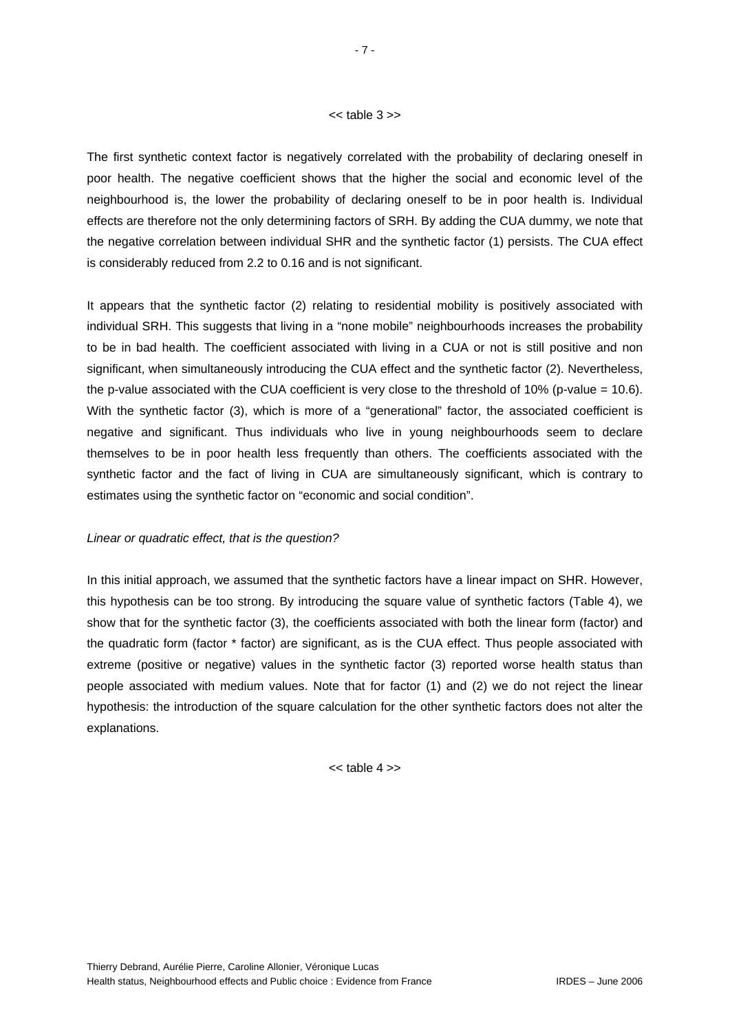<< table 3 >>

The first synthetic context factor is negatively correlated with the probability of declaring oneself in poor health. The negative coefficient shows that the higher the social and economic level of the neighbourhood is, the lower the probability of declaring oneself to be in poor health is. Individual effects are therefore not the only determining factors of SRH. By adding the CUA dummy, we note that the negative correlation between individual SHR and the synthetic factor (1) persists. The CUA effect is considerably reduced from 2.2 to 0.16 and is not significant.

It appears that the synthetic factor (2) relating to residential mobility is positively associated with individual SRH. This suggests that living in a "none mobile" neighbourhoods increases the probability to be in bad health. The coefficient associated with living in a CUA or not is still positive and non significant, when simultaneously introducing the CUA effect and the synthetic factor (2). Nevertheless, the p-value associated with the CUA coefficient is very close to the threshold of 10% (p-value = 10.6). With the synthetic factor (3), which is more of a "generational" factor, the associated coefficient is negative and significant. Thus individuals who live in young neighbourhoods seem to declare themselves to be in poor health less frequently than others. The coefficients associated with the synthetic factor and the fact of living in CUA are simultaneously significant, which is contrary to estimates using the synthetic factor on "economic and social condition".

*Linear or quadratic effect, that is the question?*

In this initial approach, we assumed that the synthetic factors have a linear impact on SHR. However, this hypothesis can be too strong. By introducing the square value of synthetic factors (Table 4), we show that for the synthetic factor (3), the coefficients associated with both the linear form (factor) and the quadratic form (factor * factor) are significant, as is the CUA effect. Thus people associated with extreme (positive or negative) values in the synthetic factor (3) reported worse health status than people associated with medium values. Note that for factor (1) and (2) we do not reject the linear hypothesis: the introduction of the square calculation for the other synthetic factors does not alter the explanations.

<< table 4 >>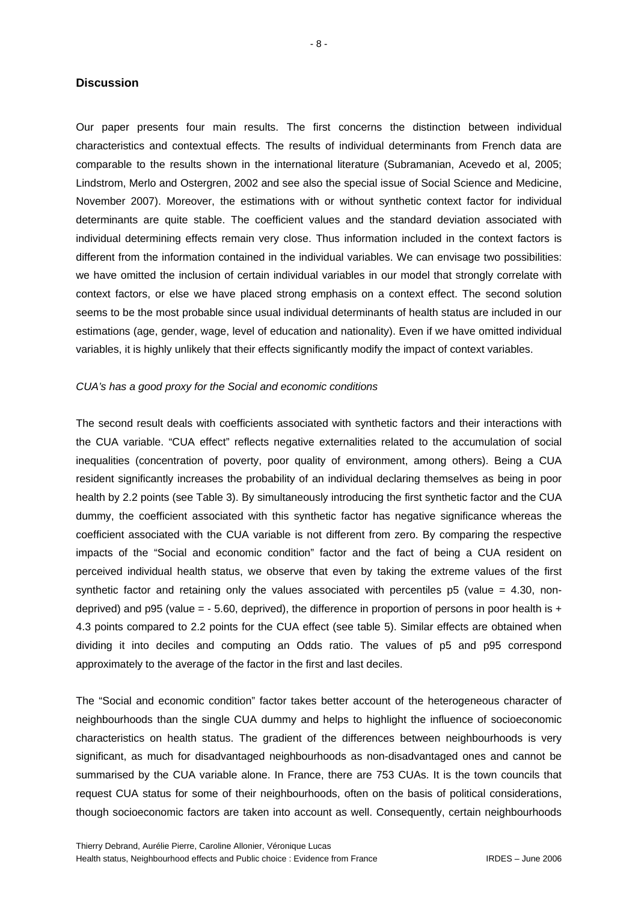## Discussion

Our paper presents four main results. The first concerns the distinction between individual characteristics and contextual effects. The results of individual determinants from French data are comparable to the results shown in the international literature (Subramanian, Acevedo et al, 2005; Lindstrom, Merlo and Ostergren, 2002 and see also the special issue of Social Science and Medicine, November 2007). Moreover, the estimations with or without synthetic context factor for individual determinants are quite stable. The coefficient values and the standard deviation associated with individual determining effects remain very close. Thus information included in the context factors is different from the information contained in the individual variables. We can envisage two possibilities: we have omitted the inclusion of certain individual variables in our model that strongly correlate with context factors, or else we have placed strong emphasis on a context effect. The second solution seems to be the most probable since usual individual determinants of health status are included in our estimations (age, gender, wage, level of education and nationality). Even if we have omitted individual variables, it is highly unlikely that their effects significantly modify the impact of context variables.

*CUA's has a good proxy for the Social and economic conditions*

The second result deals with coefficients associated with synthetic factors and their interactions with the CUA variable. "CUA effect" reflects negative externalities related to the accumulation of social inequalities (concentration of poverty, poor quality of environment, among others). Being a CUA resident significantly increases the probability of an individual declaring themselves as being in poor health by 2.2 points (see Table 3). By simultaneously introducing the first synthetic factor and the CUA dummy, the coefficient associated with this synthetic factor has negative significance whereas the coefficient associated with the CUA variable is not different from zero. By comparing the respective impacts of the "Social and economic condition" factor and the fact of being a CUA resident on perceived individual health status, we observe that even by taking the extreme values of the first synthetic factor and retaining only the values associated with percentiles p5 (value = 4.30, non-deprived) and p95 (value = - 5.60, deprived), the difference in proportion of persons in poor health is + 4.3 points compared to 2.2 points for the CUA effect (see table 5). Similar effects are obtained when dividing it into deciles and computing an Odds ratio. The values of p5 and p95 correspond approximately to the average of the factor in the first and last deciles.

The "Social and economic condition" factor takes better account of the heterogeneous character of neighbourhoods than the single CUA dummy and helps to highlight the influence of socioeconomic characteristics on health status. The gradient of the differences between neighbourhoods is very significant, as much for disadvantaged neighbourhoods as non-disadvantaged ones and cannot be summarised by the CUA variable alone. In France, there are 753 CUAs. It is the town councils that request CUA status for some of their neighbourhoods, often on the basis of political considerations, though socioeconomic factors are taken into account as well. Consequently, certain neighbourhoods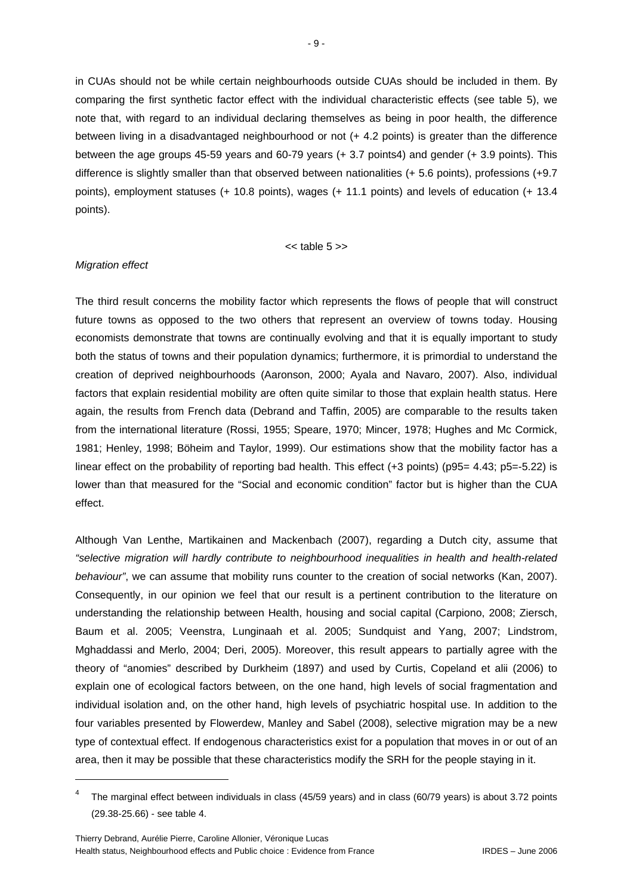in CUAs should not be while certain neighbourhoods outside CUAs should be included in them. By comparing the first synthetic factor effect with the individual characteristic effects (see table 5), we note that, with regard to an individual declaring themselves as being in poor health, the difference between living in a disadvantaged neighbourhood or not (+ 4.2 points) is greater than the difference between the age groups 45-59 years and 60-79 years (+ 3.7 points[4]) and gender (+ 3.9 points). This difference is slightly smaller than that observed between nationalities (+ 5.6 points), professions (+9.7 points), employment statuses (+ 10.8 points), wages (+ 11.1 points) and levels of education (+ 13.4 points).

<< table 5 >>

*Migration effect*

The third result concerns the mobility factor which represents the flows of people that will construct future towns as opposed to the two others that represent an overview of towns today. Housing economists demonstrate that towns are continually evolving and that it is equally important to study both the status of towns and their population dynamics; furthermore, it is primordial to understand the creation of deprived neighbourhoods (Aaronson, 2000; Ayala and Navaro, 2007). Also, individual factors that explain residential mobility are often quite similar to those that explain health status. Here again, the results from French data (Debrand and Taffin, 2005) are comparable to the results taken from the international literature (Rossi, 1955; Speare, 1970; Mincer, 1978; Hughes and Mc Cormick, 1981; Henley, 1998; Böheim and Taylor, 1999). Our estimations show that the mobility factor has a linear effect on the probability of reporting bad health. This effect (+3 points) (p95= 4.43; p5=-5.22) is lower than that measured for the "Social and economic condition" factor but is higher than the CUA effect.

Although Van Lenthe, Martikainen and Mackenbach (2007), regarding a Dutch city, assume that *"selective migration will hardly contribute to neighbourhood inequalities in health and health-related behaviour"*, we can assume that mobility runs counter to the creation of social networks (Kan, 2007). Consequently, in our opinion we feel that our result is a pertinent contribution to the literature on understanding the relationship between Health, housing and social capital (Carpiono, 2008; Ziersch, Baum et al. 2005; Veenstra, Lunginaah et al. 2005; Sundquist and Yang, 2007; Lindstrom, Mghaddassi and Merlo, 2004; Deri, 2005). Moreover, this result appears to partially agree with the theory of "anomies" described by Durkheim (1897) and used by Curtis, Copeland et alii (2006) to explain one of ecological factors between, on the one hand, high levels of social fragmentation and individual isolation and, on the other hand, high levels of psychiatric hospital use. In addition to the four variables presented by Flowerdew, Manley and Sabel (2008), selective migration may be a new type of contextual effect. If endogenous characteristics exist for a population that moves in or out of an area, then it may be possible that these characteristics modify the SRH for the people staying in it.

---

[4] The marginal effect between individuals in class (45/59 years) and in class (60/79 years) is about 3.72 points (29.38-25.66) - see table 4.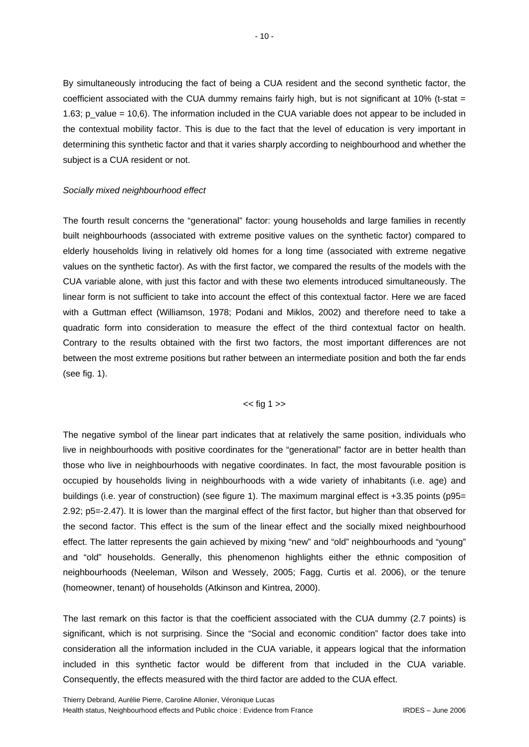By simultaneously introducing the fact of being a CUA resident and the second synthetic factor, the coefficient associated with the CUA dummy remains fairly high, but is not significant at 10% (t-stat = 1.63; p_value = 10,6). The information included in the CUA variable does not appear to be included in the contextual mobility factor. This is due to the fact that the level of education is very important in determining this synthetic factor and that it varies sharply according to neighbourhood and whether the subject is a CUA resident or not.

*Socially mixed neighbourhood effect*

The fourth result concerns the "generational" factor: young households and large families in recently built neighbourhoods (associated with extreme positive values on the synthetic factor) compared to elderly households living in relatively old homes for a long time (associated with extreme negative values on the synthetic factor). As with the first factor, we compared the results of the models with the CUA variable alone, with just this factor and with these two elements introduced simultaneously. The linear form is not sufficient to take into account the effect of this contextual factor. Here we are faced with a Guttman effect (Williamson, 1978; Podani and Miklos, 2002) and therefore need to take a quadratic form into consideration to measure the effect of the third contextual factor on health. Contrary to the results obtained with the first two factors, the most important differences are not between the most extreme positions but rather between an intermediate position and both the far ends (see fig. 1).

<< fig 1 >>

The negative symbol of the linear part indicates that at relatively the same position, individuals who live in neighbourhoods with positive coordinates for the "generational" factor are in better health than those who live in neighbourhoods with negative coordinates. In fact, the most favourable position is occupied by households living in neighbourhoods with a wide variety of inhabitants (i.e. age) and buildings (i.e. year of construction) (see figure 1). The maximum marginal effect is +3.35 points (p95= 2.92; p5=-2.47). It is lower than the marginal effect of the first factor, but higher than that observed for the second factor. This effect is the sum of the linear effect and the socially mixed neighbourhood effect. The latter represents the gain achieved by mixing "new" and "old" neighbourhoods and "young" and "old" households. Generally, this phenomenon highlights either the ethnic composition of neighbourhoods (Neeleman, Wilson and Wessely, 2005; Fagg, Curtis et al. 2006), or the tenure (homeowner, tenant) of households (Atkinson and Kintrea, 2000).

The last remark on this factor is that the coefficient associated with the CUA dummy (2.7 points) is significant, which is not surprising. Since the "Social and economic condition" factor does take into consideration all the information included in the CUA variable, it appears logical that the information included in this synthetic factor would be different from that included in the CUA variable. Consequently, the effects measured with the third factor are added to the CUA effect.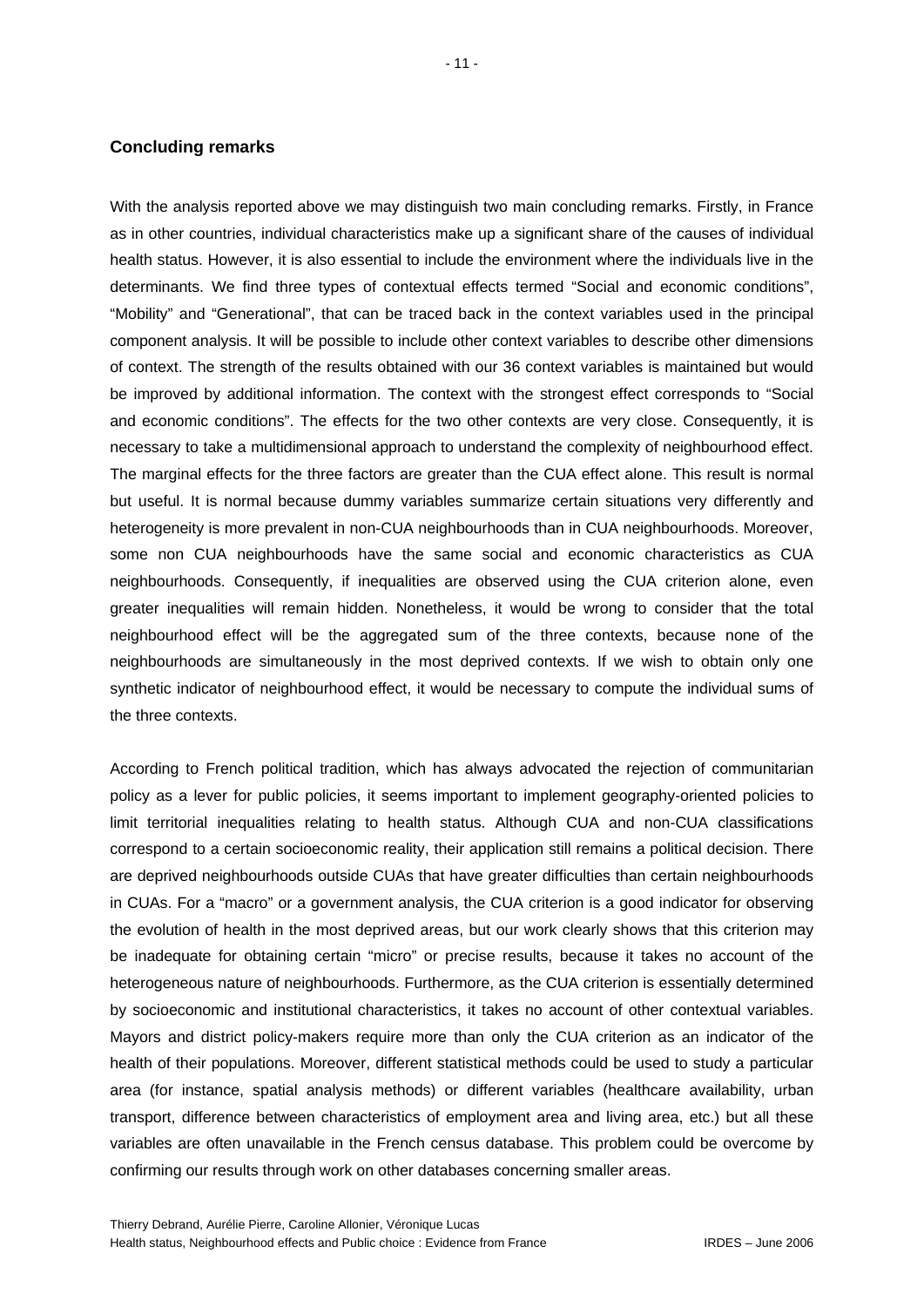## Concluding remarks

With the analysis reported above we may distinguish two main concluding remarks. Firstly, in France as in other countries, individual characteristics make up a significant share of the causes of individual health status. However, it is also essential to include the environment where the individuals live in the determinants. We find three types of contextual effects termed "Social and economic conditions", "Mobility" and "Generational", that can be traced back in the context variables used in the principal component analysis. It will be possible to include other context variables to describe other dimensions of context. The strength of the results obtained with our 36 context variables is maintained but would be improved by additional information. The context with the strongest effect corresponds to "Social and economic conditions". The effects for the two other contexts are very close. Consequently, it is necessary to take a multidimensional approach to understand the complexity of neighbourhood effect. The marginal effects for the three factors are greater than the CUA effect alone. This result is normal but useful. It is normal because dummy variables summarize certain situations very differently and heterogeneity is more prevalent in non-CUA neighbourhoods than in CUA neighbourhoods. Moreover, some non CUA neighbourhoods have the same social and economic characteristics as CUA neighbourhoods. Consequently, if inequalities are observed using the CUA criterion alone, even greater inequalities will remain hidden. Nonetheless, it would be wrong to consider that the total neighbourhood effect will be the aggregated sum of the three contexts, because none of the neighbourhoods are simultaneously in the most deprived contexts. If we wish to obtain only one synthetic indicator of neighbourhood effect, it would be necessary to compute the individual sums of the three contexts.

According to French political tradition, which has always advocated the rejection of communitarian policy as a lever for public policies, it seems important to implement geography-oriented policies to limit territorial inequalities relating to health status. Although CUA and non-CUA classifications correspond to a certain socioeconomic reality, their application still remains a political decision. There are deprived neighbourhoods outside CUAs that have greater difficulties than certain neighbourhoods in CUAs. For a "macro" or a government analysis, the CUA criterion is a good indicator for observing the evolution of health in the most deprived areas, but our work clearly shows that this criterion may be inadequate for obtaining certain "micro" or precise results, because it takes no account of the heterogeneous nature of neighbourhoods. Furthermore, as the CUA criterion is essentially determined by socioeconomic and institutional characteristics, it takes no account of other contextual variables. Mayors and district policy-makers require more than only the CUA criterion as an indicator of the health of their populations. Moreover, different statistical methods could be used to study a particular area (for instance, spatial analysis methods) or different variables (healthcare availability, urban transport, difference between characteristics of employment area and living area, etc.) but all these variables are often unavailable in the French census database. This problem could be overcome by confirming our results through work on other databases concerning smaller areas.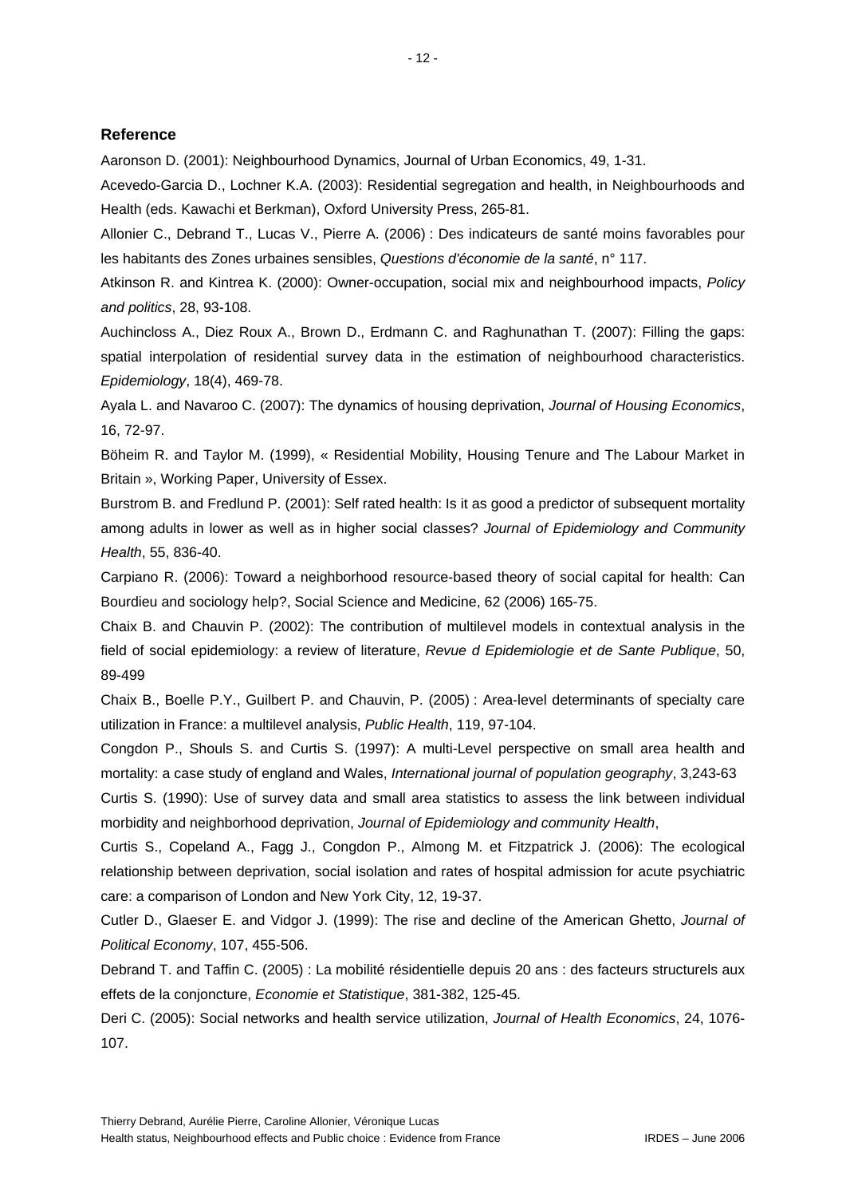## Reference

Aaronson D. (2001): Neighbourhood Dynamics, Journal of Urban Economics, 49, 1-31.

Acevedo-Garcia D., Lochner K.A. (2003): Residential segregation and health, in Neighbourhoods and Health (eds. Kawachi et Berkman), Oxford University Press, 265-81.

Allonier C., Debrand T., Lucas V., Pierre A. (2006) : Des indicateurs de santé moins favorables pour les habitants des Zones urbaines sensibles, *Questions d'économie de la santé*, n° 117.

Atkinson R. and Kintrea K. (2000): Owner-occupation, social mix and neighbourhood impacts, *Policy and politics*, 28, 93-108.

Auchincloss A., Diez Roux A., Brown D., Erdmann C. and Raghunathan T. (2007): Filling the gaps: spatial interpolation of residential survey data in the estimation of neighbourhood characteristics. *Epidemiology*, 18(4), 469-78.

Ayala L. and Navaroo C. (2007): The dynamics of housing deprivation, *Journal of Housing Economics*, 16, 72-97.

Böheim R. and Taylor M. (1999), « Residential Mobility, Housing Tenure and The Labour Market in Britain », Working Paper, University of Essex.

Burstrom B. and Fredlund P. (2001): Self rated health: Is it as good a predictor of subsequent mortality among adults in lower as well as in higher social classes? *Journal of Epidemiology and Community Health*, 55, 836-40.

Carpiano R. (2006): Toward a neighborhood resource-based theory of social capital for health: Can Bourdieu and sociology help?, Social Science and Medicine, 62 (2006) 165-75.

Chaix B. and Chauvin P. (2002): The contribution of multilevel models in contextual analysis in the field of social epidemiology: a review of literature, *Revue d Epidemiologie et de Sante Publique*, 50, 89-499

Chaix B., Boelle P.Y., Guilbert P. and Chauvin, P. (2005) : Area-level determinants of specialty care utilization in France: a multilevel analysis, *Public Health*, 119, 97-104.

Congdon P., Shouls S. and Curtis S. (1997): A multi-Level perspective on small area health and mortality: a case study of england and Wales, *International journal of population geography*, 3,243-63

Curtis S. (1990): Use of survey data and small area statistics to assess the link between individual morbidity and neighborhood deprivation, *Journal of Epidemiology and community Health*,

Curtis S., Copeland A., Fagg J., Congdon P., Almong M. et Fitzpatrick J. (2006): The ecological relationship between deprivation, social isolation and rates of hospital admission for acute psychiatric care: a comparison of London and New York City, 12, 19-37.

Cutler D., Glaeser E. and Vidgor J. (1999): The rise and decline of the American Ghetto, *Journal of Political Economy*, 107, 455-506.

Debrand T. and Taffin C. (2005) : La mobilité résidentielle depuis 20 ans : des facteurs structurels aux effets de la conjoncture, *Economie et Statistique*, 381-382, 125-45.

Deri C. (2005): Social networks and health service utilization, *Journal of Health Economics*, 24, 1076-107.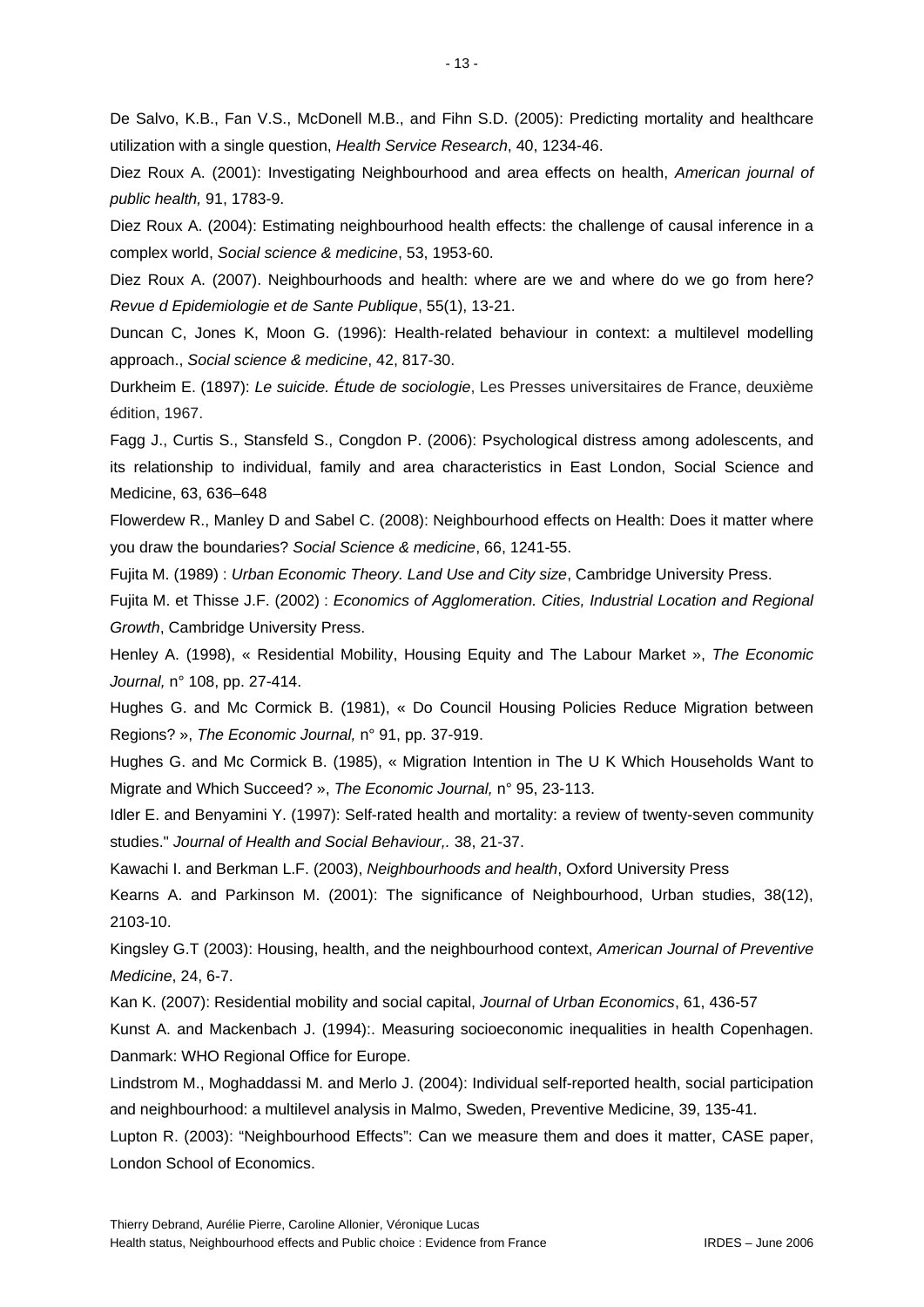De Salvo, K.B., Fan V.S., McDonell M.B., and Fihn S.D. (2005): Predicting mortality and healthcare utilization with a single question, *Health Service Research*, 40, 1234-46.

Diez Roux A. (2001): Investigating Neighbourhood and area effects on health, *American journal of public health,* 91, 1783-9.

Diez Roux A. (2004): Estimating neighbourhood health effects: the challenge of causal inference in a complex world, *Social science & medicine*, 53, 1953-60.

Diez Roux A. (2007). Neighbourhoods and health: where are we and where do we go from here? *Revue d Epidemiologie et de Sante Publique*, 55(1), 13-21.

Duncan C, Jones K, Moon G. (1996): Health-related behaviour in context: a multilevel modelling approach., *Social science & medicine*, 42, 817-30.

Durkheim E. (1897): *Le suicide. Étude de sociologie*, Les Presses universitaires de France, deuxième édition, 1967.

Fagg J., Curtis S., Stansfeld S., Congdon P. (2006): Psychological distress among adolescents, and its relationship to individual, family and area characteristics in East London, Social Science and Medicine, 63, 636–648

Flowerdew R., Manley D and Sabel C. (2008): Neighbourhood effects on Health: Does it matter where you draw the boundaries? *Social Science & medicine*, 66, 1241-55.

Fujita M. (1989) : *Urban Economic Theory. Land Use and City size*, Cambridge University Press.

Fujita M. et Thisse J.F. (2002) : *Economics of Agglomeration. Cities, Industrial Location and Regional Growth*, Cambridge University Press.

Henley A. (1998), « Residential Mobility, Housing Equity and The Labour Market », *The Economic Journal,* n° 108, pp. 27-414.

Hughes G. and Mc Cormick B. (1981), « Do Council Housing Policies Reduce Migration between Regions? », *The Economic Journal,* n° 91, pp. 37-919.

Hughes G. and Mc Cormick B. (1985), « Migration Intention in The U K Which Households Want to Migrate and Which Succeed? », *The Economic Journal,* n° 95, 23-113.

Idler E. and Benyamini Y. (1997): Self-rated health and mortality: a review of twenty-seven community studies." *Journal of Health and Social Behaviour,.* 38, 21-37.

Kawachi I. and Berkman L.F. (2003), *Neighbourhoods and health*, Oxford University Press

Kearns A. and Parkinson M. (2001): The significance of Neighbourhood, Urban studies, 38(12), 2103-10.

Kingsley G.T (2003): Housing, health, and the neighbourhood context, *American Journal of Preventive Medicine*, 24, 6-7.

Kan K. (2007): Residential mobility and social capital, *Journal of Urban Economics*, 61, 436-57

Kunst A. and Mackenbach J. (1994):. Measuring socioeconomic inequalities in health Copenhagen. Danmark: WHO Regional Office for Europe.

Lindstrom M., Moghaddassi M. and Merlo J. (2004): Individual self-reported health, social participation and neighbourhood: a multilevel analysis in Malmo, Sweden, Preventive Medicine, 39, 135-41.

Lupton R. (2003): "Neighbourhood Effects": Can we measure them and does it matter, CASE paper, London School of Economics.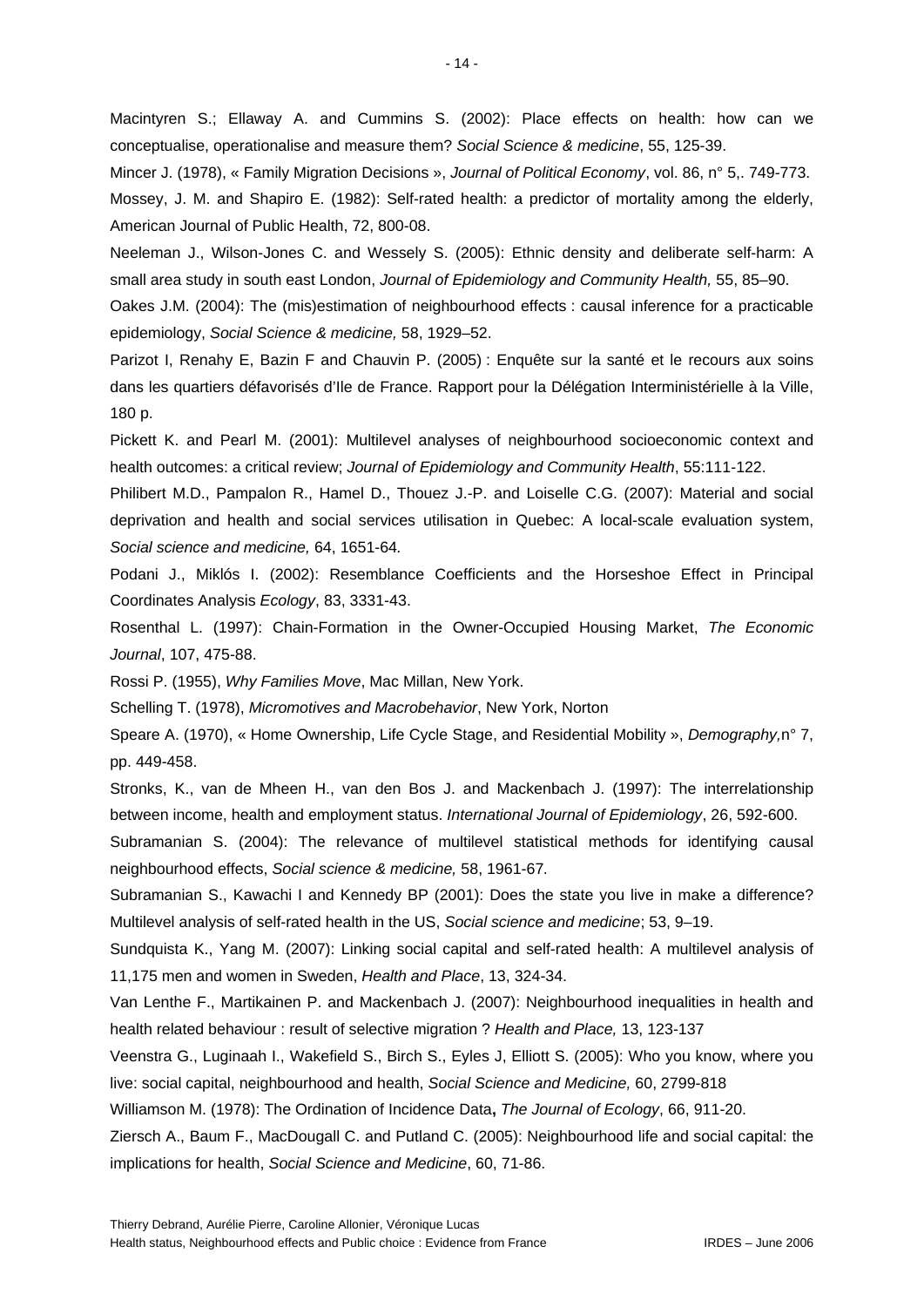Macintyren S.; Ellaway A. and Cummins S. (2002): Place effects on health: how can we conceptualise, operationalise and measure them? *Social Science & medicine*, 55, 125-39.

Mincer J. (1978), « Family Migration Decisions », *Journal of Political Economy*, vol. 86, n° 5,. 749-773.

Mossey, J. M. and Shapiro E. (1982): Self-rated health: a predictor of mortality among the elderly, American Journal of Public Health, 72, 800-08.

Neeleman J., Wilson-Jones C. and Wessely S. (2005): Ethnic density and deliberate self-harm: A small area study in south east London, *Journal of Epidemiology and Community Health,* 55, 85–90.

Oakes J.M. (2004): The (mis)estimation of neighbourhood effects : causal inference for a practicable epidemiology, *Social Science & medicine,* 58, 1929–52.

Parizot I, Renahy E, Bazin F and Chauvin P. (2005) : Enquête sur la santé et le recours aux soins dans les quartiers défavorisés d'Ile de France. Rapport pour la Délégation Interministérielle à la Ville, 180 p.

Pickett K. and Pearl M. (2001): Multilevel analyses of neighbourhood socioeconomic context and health outcomes: a critical review; *Journal of Epidemiology and Community Health*, 55:111-122.

Philibert M.D., Pampalon R., Hamel D., Thouez J.-P. and Loiselle C.G. (2007): Material and social deprivation and health and social services utilisation in Quebec: A local-scale evaluation system, *Social science and medicine,* 64, 1651-64*.*

Podani J., Miklós I. (2002): Resemblance Coefficients and the Horseshoe Effect in Principal Coordinates Analysis *Ecology*, 83, 3331-43.

Rosenthal L. (1997): Chain-Formation in the Owner-Occupied Housing Market, *The Economic Journal*, 107, 475-88.

Rossi P. (1955), *Why Families Move*, Mac Millan, New York.

Schelling T. (1978), *Micromotives and Macrobehavior*, New York, Norton

Speare A. (1970), « Home Ownership, Life Cycle Stage, and Residential Mobility », *Demography,*n° 7, pp. 449-458.

Stronks, K., van de Mheen H., van den Bos J. and Mackenbach J. (1997): The interrelationship between income, health and employment status. *International Journal of Epidemiology*, 26, 592-600.

Subramanian S. (2004): The relevance of multilevel statistical methods for identifying causal neighbourhood effects, *Social science & medicine,* 58, 1961-67*.*

Subramanian S., Kawachi I and Kennedy BP (2001): Does the state you live in make a difference? Multilevel analysis of self-rated health in the US, *Social science and medicine*; 53, 9–19.

Sundquista K., Yang M. (2007): Linking social capital and self-rated health: A multilevel analysis of 11,175 men and women in Sweden, *Health and Place*, 13, 324-34.

Van Lenthe F., Martikainen P. and Mackenbach J. (2007): Neighbourhood inequalities in health and health related behaviour : result of selective migration ? *Health and Place,* 13, 123-137

Veenstra G., Luginaah I., Wakefield S., Birch S., Eyles J, Elliott S. (2005): Who you know, where you live: social capital, neighbourhood and health, *Social Science and Medicine,* 60, 2799-818

Williamson M. (1978): The Ordination of Incidence Data**,** *The Journal of Ecology*, 66, 911-20.

Ziersch A., Baum F., MacDougall C. and Putland C. (2005): Neighbourhood life and social capital: the implications for health, *Social Science and Medicine*, 60, 71-86.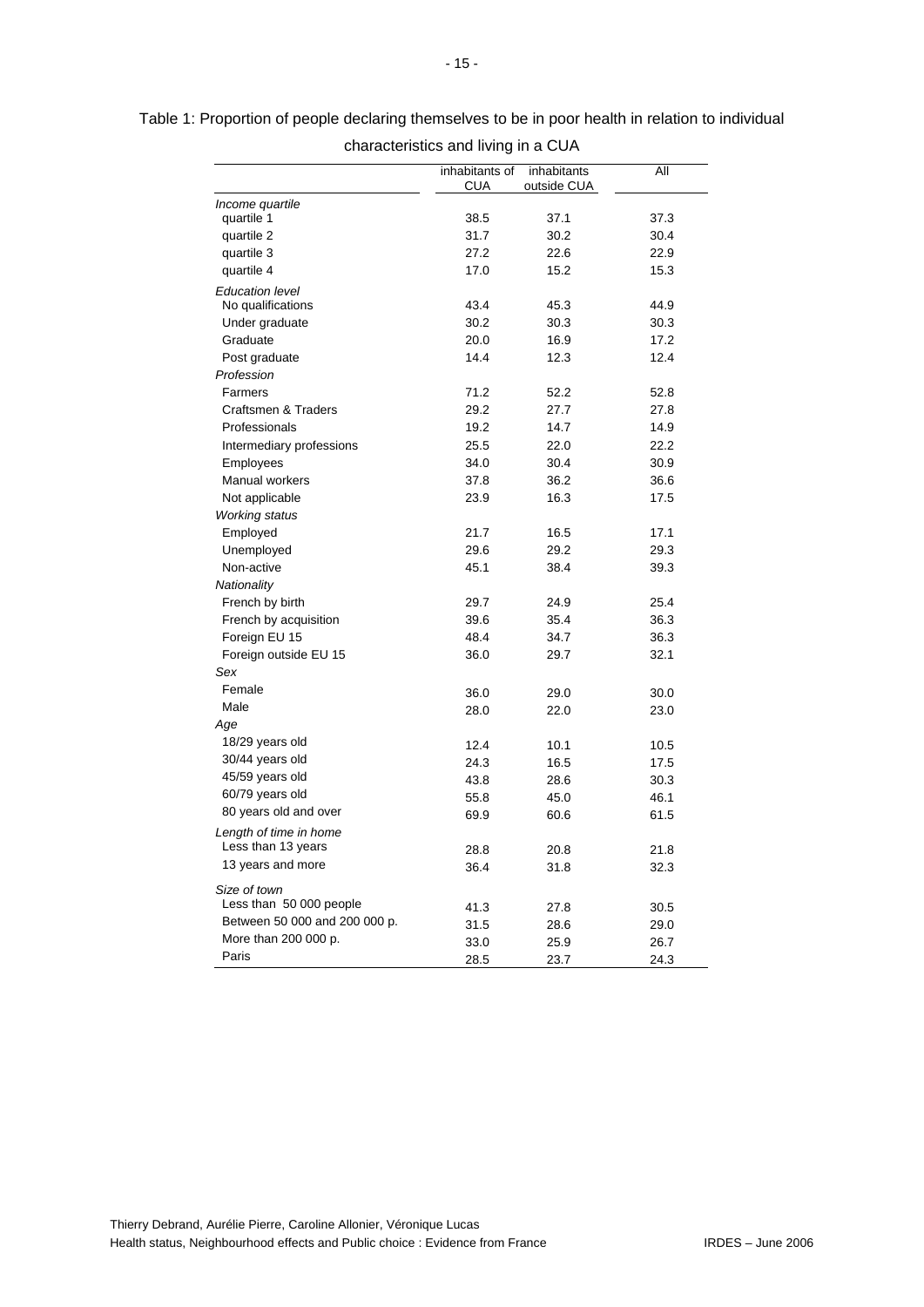Table 1: Proportion of people declaring themselves to be in poor health in relation to individual characteristics and living in a CUA

| | inhabitants of CUA | inhabitants outside CUA | All |
|---|---|---|---|
| *Income quartile* | | | |
| quartile 1 | 38.5 | 37.1 | 37.3 |
| quartile 2 | 31.7 | 30.2 | 30.4 |
| quartile 3 | 27.2 | 22.6 | 22.9 |
| quartile 4 | 17.0 | 15.2 | 15.3 |
| *Education level* | | | |
| No qualifications | 43.4 | 45.3 | 44.9 |
| Under graduate | 30.2 | 30.3 | 30.3 |
| Graduate | 20.0 | 16.9 | 17.2 |
| Post graduate | 14.4 | 12.3 | 12.4 |
| *Profession* | | | |
| Farmers | 71.2 | 52.2 | 52.8 |
| Craftsmen & Traders | 29.2 | 27.7 | 27.8 |
| Professionals | 19.2 | 14.7 | 14.9 |
| Intermediary professions | 25.5 | 22.0 | 22.2 |
| Employees | 34.0 | 30.4 | 30.9 |
| Manual workers | 37.8 | 36.2 | 36.6 |
| Not applicable | 23.9 | 16.3 | 17.5 |
| *Working status* | | | |
| Employed | 21.7 | 16.5 | 17.1 |
| Unemployed | 29.6 | 29.2 | 29.3 |
| Non-active | 45.1 | 38.4 | 39.3 |
| *Nationality* | | | |
| French by birth | 29.7 | 24.9 | 25.4 |
| French by acquisition | 39.6 | 35.4 | 36.3 |
| Foreign EU 15 | 48.4 | 34.7 | 36.3 |
| Foreign outside EU 15 | 36.0 | 29.7 | 32.1 |
| *Sex* | | | |
| Female | 36.0 | 29.0 | 30.0 |
| Male | 28.0 | 22.0 | 23.0 |
| *Age* | | | |
| 18/29 years old | 12.4 | 10.1 | 10.5 |
| 30/44 years old | 24.3 | 16.5 | 17.5 |
| 45/59 years old | 43.8 | 28.6 | 30.3 |
| 60/79 years old | 55.8 | 45.0 | 46.1 |
| 80 years old and over | 69.9 | 60.6 | 61.5 |
| *Length of time in home* | | | |
| Less than 13 years | 28.8 | 20.8 | 21.8 |
| 13 years and more | 36.4 | 31.8 | 32.3 |
| *Size of town* | | | |
| Less than 50 000 people | 41.3 | 27.8 | 30.5 |
| Between 50 000 and 200 000 p. | 31.5 | 28.6 | 29.0 |
| More than 200 000 p. | 33.0 | 25.9 | 26.7 |
| Paris | 28.5 | 23.7 | 24.3 |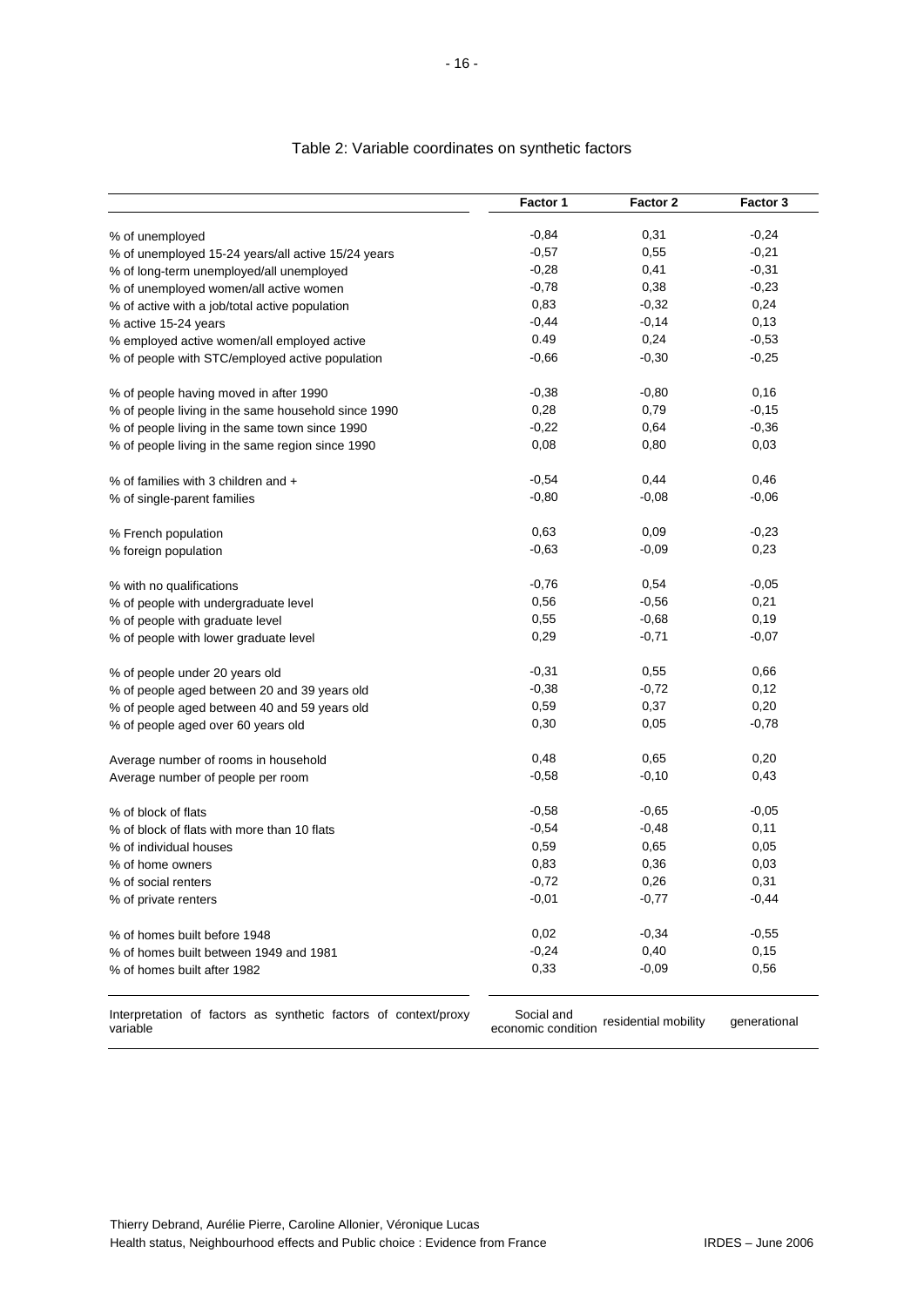Table 2: Variable coordinates on synthetic factors

| | Factor 1 | Factor 2 | Factor 3 |
|---|---|---|---|
| % of unemployed | -0,84 | 0,31 | -0,24 |
| % of unemployed 15-24 years/all active 15/24 years | -0,57 | 0,55 | -0,21 |
| % of long-term unemployed/all unemployed | -0,28 | 0,41 | -0,31 |
| % of unemployed women/all active women | -0,78 | 0,38 | -0,23 |
| % of active with a job/total active population | 0,83 | -0,32 | 0,24 |
| % active 15-24 years | -0,44 | -0,14 | 0,13 |
| % employed active women/all employed active | 0.49 | 0,24 | -0,53 |
| % of people with STC/employed active population | -0,66 | -0,30 | -0,25 |
| % of people having moved in after 1990 | -0,38 | -0,80 | 0,16 |
| % of people living in the same household since 1990 | 0,28 | 0,79 | -0,15 |
| % of people living in the same town since 1990 | -0,22 | 0,64 | -0,36 |
| % of people living in the same region since 1990 | 0,08 | 0,80 | 0,03 |
| % of families with 3 children and + | -0,54 | 0,44 | 0,46 |
| % of single-parent families | -0,80 | -0,08 | -0,06 |
| % French population | 0,63 | 0,09 | -0,23 |
| % foreign population | -0,63 | -0,09 | 0,23 |
| % with no qualifications | -0,76 | 0,54 | -0,05 |
| % of people with undergraduate level | 0,56 | -0,56 | 0,21 |
| % of people with graduate level | 0,55 | -0,68 | 0,19 |
| % of people with lower graduate level | 0,29 | -0,71 | -0,07 |
| % of people under 20 years old | -0,31 | 0,55 | 0,66 |
| % of people aged between 20 and 39 years old | -0,38 | -0,72 | 0,12 |
| % of people aged between 40 and 59 years old | 0,59 | 0,37 | 0,20 |
| % of people aged over 60 years old | 0,30 | 0,05 | -0,78 |
| Average number of rooms in household | 0,48 | 0,65 | 0,20 |
| Average number of people per room | -0,58 | -0,10 | 0,43 |
| % of block of flats | -0,58 | -0,65 | -0,05 |
| % of block of flats with more than 10 flats | -0,54 | -0,48 | 0,11 |
| % of individual houses | 0,59 | 0,65 | 0,05 |
| % of home owners | 0,83 | 0,36 | 0,03 |
| % of social renters | -0,72 | 0,26 | 0,31 |
| % of private renters | -0,01 | -0,77 | -0,44 |
| % of homes built before 1948 | 0,02 | -0,34 | -0,55 |
| % of homes built between 1949 and 1981 | -0,24 | 0,40 | 0,15 |
| % of homes built after 1982 | 0,33 | -0,09 | 0,56 |
| Interpretation of factors as synthetic factors of context/proxy variable | Social and economic condition | residential mobility | generational |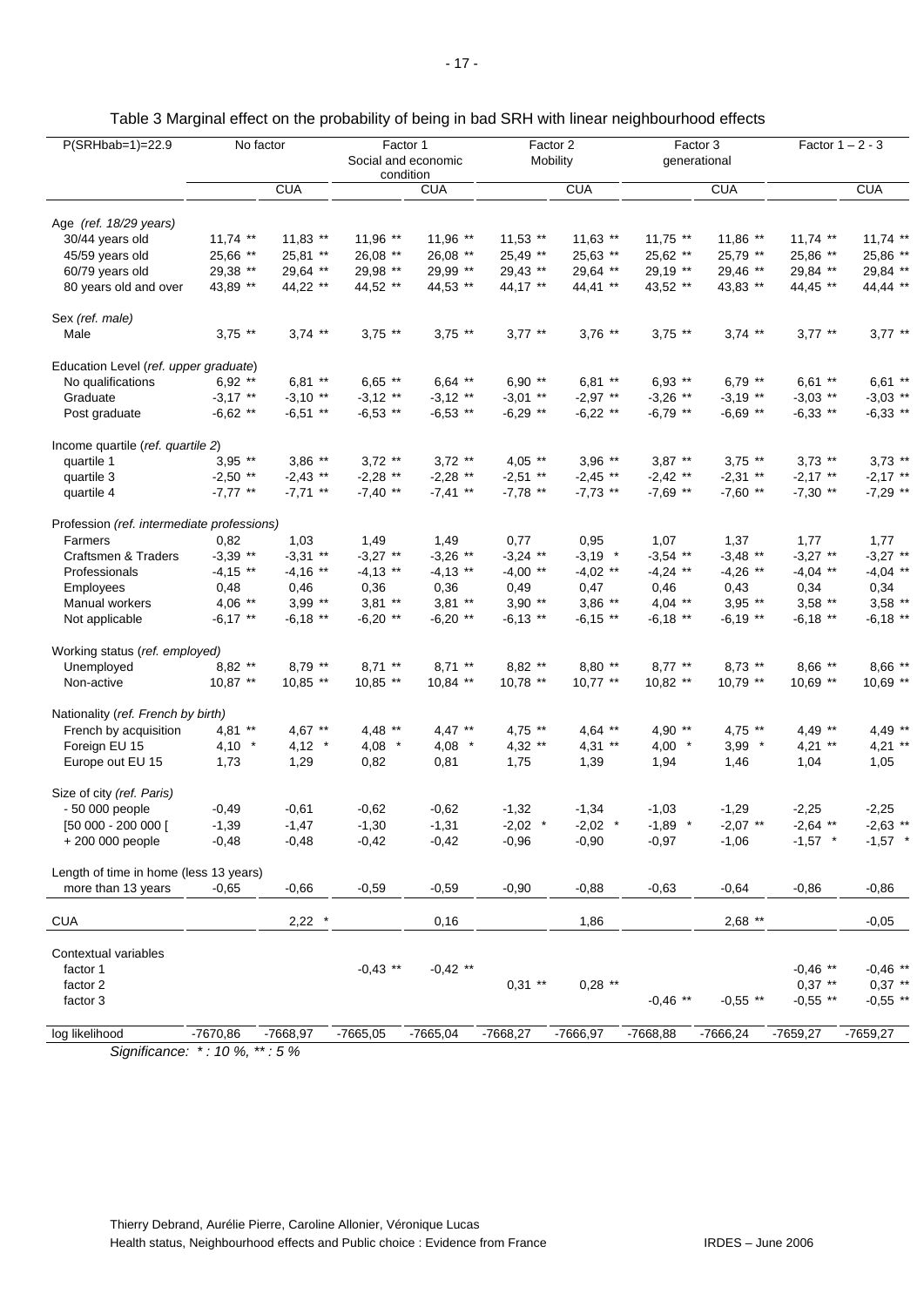Table 3 Marginal effect on the probability of being in bad SRH with linear neighbourhood effects

| P(SRHbab=1)=22.9 | No factor | | Factor 1 Social and economic condition | | Factor 2 Mobility | | Factor 3 generational | | Factor 1 – 2 - 3 | |
|---|---|---|---|---|---|---|---|---|---|---|
| | | CUA | | CUA | | CUA | | CUA | | CUA |
| Age *(ref. 18/29 years)* | | | | | | | | | | |
| 30/44 years old | 11,74 ** | 11,83 ** | 11,96 ** | 11,96 ** | 11,53 ** | 11,63 ** | 11,75 ** | 11,86 ** | 11,74 ** | 11,74 ** |
| 45/59 years old | 25,66 ** | 25,81 ** | 26,08 ** | 26,08 ** | 25,49 ** | 25,63 ** | 25,62 ** | 25,79 ** | 25,86 ** | 25,86 ** |
| 60/79 years old | 29,38 ** | 29,64 ** | 29,98 ** | 29,99 ** | 29,43 ** | 29,64 ** | 29,19 ** | 29,46 ** | 29,84 ** | 29,84 ** |
| 80 years old and over | 43,89 ** | 44,22 ** | 44,52 ** | 44,53 ** | 44,17 ** | 44,41 ** | 43,52 ** | 43,83 ** | 44,45 ** | 44,44 ** |
| Sex *(ref. male)* | | | | | | | | | | |
| Male | 3,75 ** | 3,74 ** | 3,75 ** | 3,75 ** | 3,77 ** | 3,76 ** | 3,75 ** | 3,74 ** | 3,77 ** | 3,77 ** |
| Education Level *(ref. upper graduate)* | | | | | | | | | | |
| No qualifications | 6,92 ** | 6,81 ** | 6,65 ** | 6,64 ** | 6,90 ** | 6,81 ** | 6,93 ** | 6,79 ** | 6,61 ** | 6,61 ** |
| Graduate | -3,17 ** | -3,10 ** | -3,12 ** | -3,12 ** | -3,01 ** | -2,97 ** | -3,26 ** | -3,19 ** | -3,03 ** | -3,03 ** |
| Post graduate | -6,62 ** | -6,51 ** | -6,53 ** | -6,53 ** | -6,29 ** | -6,22 ** | -6,79 ** | -6,69 ** | -6,33 ** | -6,33 ** |
| Income quartile *(ref. quartile 2)* | | | | | | | | | | |
| quartile 1 | 3,95 ** | 3,86 ** | 3,72 ** | 3,72 ** | 4,05 ** | 3,96 ** | 3,87 ** | 3,75 ** | 3,73 ** | 3,73 ** |
| quartile 3 | -2,50 ** | -2,43 ** | -2,28 ** | -2,28 ** | -2,51 ** | -2,45 ** | -2,42 ** | -2,31 ** | -2,17 ** | -2,17 ** |
| quartile 4 | -7,77 ** | -7,71 ** | -7,40 ** | -7,41 ** | -7,78 ** | -7,73 ** | -7,69 ** | -7,60 ** | -7,30 ** | -7,29 ** |
| Profession *(ref. intermediate professions)* | | | | | | | | | | |
| Farmers | 0,82 | 1,03 | 1,49 | 1,49 | 0,77 | 0,95 | 1,07 | 1,37 | 1,77 | 1,77 |
| Craftsmen & Traders | -3,39 ** | -3,31 ** | -3,27 ** | -3,26 ** | -3,24 ** | -3,19 * | -3,54 ** | -3,48 ** | -3,27 ** | -3,27 ** |
| Professionals | -4,15 ** | -4,16 ** | -4,13 ** | -4,13 ** | -4,00 ** | -4,02 ** | -4,24 ** | -4,26 ** | -4,04 ** | -4,04 ** |
| Employees | 0,48 | 0,46 | 0,36 | 0,36 | 0,49 | 0,47 | 0,46 | 0,43 | 0,34 | 0,34 |
| Manual workers | 4,06 ** | 3,99 ** | 3,81 ** | 3,81 ** | 3,90 ** | 3,86 ** | 4,04 ** | 3,95 ** | 3,58 ** | 3,58 ** |
| Not applicable | -6,17 ** | -6,18 ** | -6,20 ** | -6,20 ** | -6,13 ** | -6,15 ** | -6,18 ** | -6,19 ** | -6,18 ** | -6,18 ** |
| Working status *(ref. employed)* | | | | | | | | | | |
| Unemployed | 8,82 ** | 8,79 ** | 8,71 ** | 8,71 ** | 8,82 ** | 8,80 ** | 8,77 ** | 8,73 ** | 8,66 ** | 8,66 ** |
| Non-active | 10,87 ** | 10,85 ** | 10,85 ** | 10,84 ** | 10,78 ** | 10,77 ** | 10,82 ** | 10,79 ** | 10,69 ** | 10,69 ** |
| Nationality *(ref. French by birth)* | | | | | | | | | | |
| French by acquisition | 4,81 ** | 4,67 ** | 4,48 ** | 4,47 ** | 4,75 ** | 4,64 ** | 4,90 ** | 4,75 ** | 4,49 ** | 4,49 ** |
| Foreign EU 15 | 4,10 * | 4,12 * | 4,08 * | 4,08 * | 4,32 ** | 4,31 ** | 4,00 * | 3,99 * | 4,21 ** | 4,21 ** |
| Europe out EU 15 | 1,73 | 1,29 | 0,82 | 0,81 | 1,75 | 1,39 | 1,94 | 1,46 | 1,04 | 1,05 |
| Size of city *(ref. Paris)* | | | | | | | | | | |
| - 50 000 people | -0,49 | -0,61 | -0,62 | -0,62 | -1,32 | -1,34 | -1,03 | -1,29 | -2,25 | -2,25 |
| [50 000 - 200 000 [ | -1,39 | -1,47 | -1,30 | -1,31 | -2,02 * | -2,02 * | -1,89 * | -2,07 ** | -2,64 ** | -2,63 ** |
| + 200 000 people | -0,48 | -0,48 | -0,42 | -0,42 | -0,96 | -0,90 | -0,97 | -1,06 | -1,57 * | -1,57 * |
| Length of time in home (less 13 years) | | | | | | | | | | |
| more than 13 years | -0,65 | -0,66 | -0,59 | -0,59 | -0,90 | -0,88 | -0,63 | -0,64 | -0,86 | -0,86 |
| CUA | | 2,22 * | | 0,16 | | 1,86 | | 2,68 ** | | -0,05 |
| Contextual variables | | | | | | | | | | |
| factor 1 | | | -0,43 ** | -0,42 ** | | | | | -0,46 ** | -0,46 ** |
| factor 2 | | | | | 0,31 ** | 0,28 ** | | | 0,37 ** | 0,37 ** |
| factor 3 | | | | | | | -0,46 ** | -0,55 ** | -0,55 ** | -0,55 ** |
| log likelihood | -7670,86 | -7668,97 | -7665,05 | -7665,04 | -7668,27 | -7666,97 | -7668,88 | -7666,24 | -7659,27 | -7659,27 |

*Significance: * : 10 %, ** : 5 %*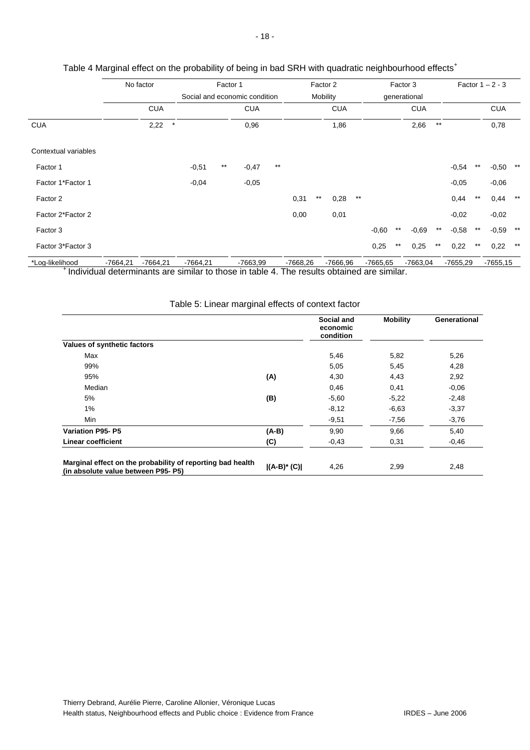Table 4 Marginal effect on the probability of being in bad SRH with quadratic neighbourhood effects[+]

| | No factor | | Factor 1 | | Factor 2 | | Factor 3 | | Factor 1 – 2 - 3 | |
|---|---|---|---|---|---|---|---|---|---|---|
| | | | Social and economic condition | | Mobility | | generational | | | |
| | | CUA | | CUA | | CUA | | CUA | | CUA |
| CUA | | 2,22 * | | 0,96 | | 1,86 | | 2,66 ** | | 0,78 |
| Contextual variables | | | | | | | | | | |
| Factor 1 | | | -0,51 ** | -0,47 ** | | | | | -0,54 ** | -0,50 ** |
| Factor 1*Factor 1 | | | -0,04 | -0,05 | | | | | -0,05 | -0,06 |
| Factor 2 | | | | | 0,31 ** | 0,28 ** | | | 0,44 ** | 0,44 ** |
| Factor 2*Factor 2 | | | | | 0,00 | 0,01 | | | -0,02 | -0,02 |
| Factor 3 | | | | | | | -0,60 ** | -0,69 ** | -0,58 ** | -0,59 ** |
| Factor 3*Factor 3 | | | | | | | 0,25 ** | 0,25 ** | 0,22 ** | 0,22 ** |
| *Log-likelihood | -7664,21 | -7664,21 | -7664,21 | -7663,99 | -7668,26 | -7666,96 | -7665,65 | -7663,04 | -7655,29 | -7655,15 |

[+] Individual determinants are similar to those in table 4. The results obtained are similar.

Table 5: Linear marginal effects of context factor

| | | Social and economic condition | Mobility | Generational |
|---|---|---|---|---|
| **Values of synthetic factors** | | | | |
| Max | | 5,46 | 5,82 | 5,26 |
| 99% | | 5,05 | 5,45 | 4,28 |
| 95% | **(A)** | 4,30 | 4,43 | 2,92 |
| Median | | 0,46 | 0,41 | -0,06 |
| 5% | **(B)** | -5,60 | -5,22 | -2,48 |
| 1% | | -8,12 | -6,63 | -3,37 |
| Min | | -9,51 | -7,56 | -3,76 |
| **Variation P95- P5** | **(A-B)** | 9,90 | 9,66 | 5,40 |
| **Linear coefficient** | **(C)** | -0,43 | 0,31 | -0,46 |
| **Marginal effect on the probability of reporting bad health (in absolute value between P95- P5)** | **\|(A-B)\* (C)\|** | 4,26 | 2,99 | 2,48 |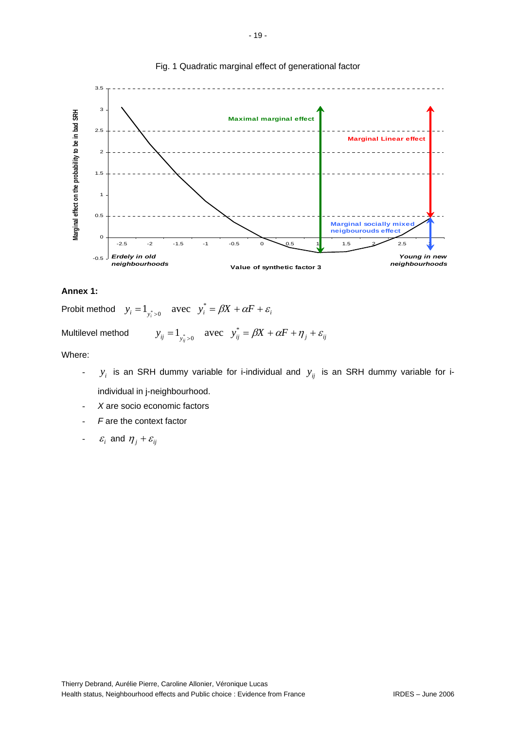Fig. 1 Quadratic marginal effect of generational factor

**Annex 1:**

Probit method $y_i = 1_{y_i^* > 0}$ avec $y_i^* = \beta X + \alpha F + \varepsilon_i$

Multilevel method $y_{ij} = 1_{y_{ij}^* > 0}$ avec $y_{ij}^* = \beta X + \alpha F + \eta_j + \varepsilon_{ij}$

Where:

- $y_i$ is an SRH dummy variable for i-individual and $y_{ij}$ is an SRH dummy variable for i-individual in j-neighbourhood.
- *X* are socio economic factors
- *F* are the context factor
- $\varepsilon_i$ and $\eta_j + \varepsilon_{ij}$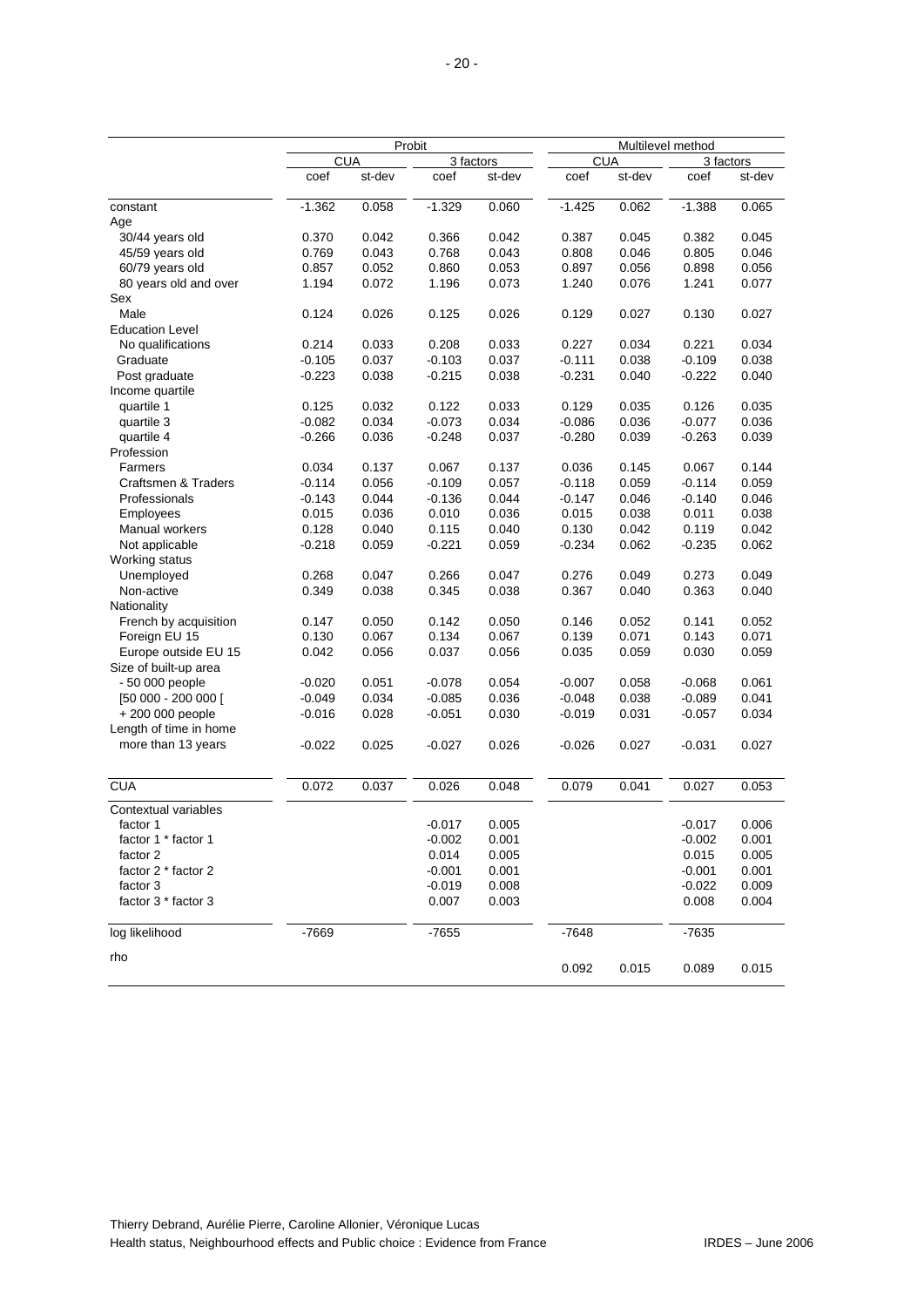| | Probit | | | | Multilevel method | | | |
|---|---|---|---|---|---|---|---|---|
| | CUA | | 3 factors | | CUA | | 3 factors | |
| | coef | st-dev | coef | st-dev | coef | st-dev | coef | st-dev |
| constant | -1.362 | 0.058 | -1.329 | 0.060 | -1.425 | 0.062 | -1.388 | 0.065 |
| Age | | | | | | | | |
| 30/44 years old | 0.370 | 0.042 | 0.366 | 0.042 | 0.387 | 0.045 | 0.382 | 0.045 |
| 45/59 years old | 0.769 | 0.043 | 0.768 | 0.043 | 0.808 | 0.046 | 0.805 | 0.046 |
| 60/79 years old | 0.857 | 0.052 | 0.860 | 0.053 | 0.897 | 0.056 | 0.898 | 0.056 |
| 80 years old and over | 1.194 | 0.072 | 1.196 | 0.073 | 1.240 | 0.076 | 1.241 | 0.077 |
| Sex | | | | | | | | |
| Male | 0.124 | 0.026 | 0.125 | 0.026 | 0.129 | 0.027 | 0.130 | 0.027 |
| Education Level | | | | | | | | |
| No qualifications | 0.214 | 0.033 | 0.208 | 0.033 | 0.227 | 0.034 | 0.221 | 0.034 |
| Graduate | -0.105 | 0.037 | -0.103 | 0.037 | -0.111 | 0.038 | -0.109 | 0.038 |
| Post graduate | -0.223 | 0.038 | -0.215 | 0.038 | -0.231 | 0.040 | -0.222 | 0.040 |
| Income quartile | | | | | | | | |
| quartile 1 | 0.125 | 0.032 | 0.122 | 0.033 | 0.129 | 0.035 | 0.126 | 0.035 |
| quartile 3 | -0.082 | 0.034 | -0.073 | 0.034 | -0.086 | 0.036 | -0.077 | 0.036 |
| quartile 4 | -0.266 | 0.036 | -0.248 | 0.037 | -0.280 | 0.039 | -0.263 | 0.039 |
| Profession | | | | | | | | |
| Farmers | 0.034 | 0.137 | 0.067 | 0.137 | 0.036 | 0.145 | 0.067 | 0.144 |
| Craftsmen & Traders | -0.114 | 0.056 | -0.109 | 0.057 | -0.118 | 0.059 | -0.114 | 0.059 |
| Professionals | -0.143 | 0.044 | -0.136 | 0.044 | -0.147 | 0.046 | -0.140 | 0.046 |
| Employees | 0.015 | 0.036 | 0.010 | 0.036 | 0.015 | 0.038 | 0.011 | 0.038 |
| Manual workers | 0.128 | 0.040 | 0.115 | 0.040 | 0.130 | 0.042 | 0.119 | 0.042 |
| Not applicable | -0.218 | 0.059 | -0.221 | 0.059 | -0.234 | 0.062 | -0.235 | 0.062 |
| Working status | | | | | | | | |
| Unemployed | 0.268 | 0.047 | 0.266 | 0.047 | 0.276 | 0.049 | 0.273 | 0.049 |
| Non-active | 0.349 | 0.038 | 0.345 | 0.038 | 0.367 | 0.040 | 0.363 | 0.040 |
| Nationality | | | | | | | | |
| French by acquisition | 0.147 | 0.050 | 0.142 | 0.050 | 0.146 | 0.052 | 0.141 | 0.052 |
| Foreign EU 15 | 0.130 | 0.067 | 0.134 | 0.067 | 0.139 | 0.071 | 0.143 | 0.071 |
| Europe outside EU 15 | 0.042 | 0.056 | 0.037 | 0.056 | 0.035 | 0.059 | 0.030 | 0.059 |
| Size of built-up area | | | | | | | | |
| - 50 000 people | -0.020 | 0.051 | -0.078 | 0.054 | -0.007 | 0.058 | -0.068 | 0.061 |
| [50 000 - 200 000 [ | -0.049 | 0.034 | -0.085 | 0.036 | -0.048 | 0.038 | -0.089 | 0.041 |
| + 200 000 people | -0.016 | 0.028 | -0.051 | 0.030 | -0.019 | 0.031 | -0.057 | 0.034 |
| Length of time in home | | | | | | | | |
| more than 13 years | -0.022 | 0.025 | -0.027 | 0.026 | -0.026 | 0.027 | -0.031 | 0.027 |
| CUA | 0.072 | 0.037 | 0.026 | 0.048 | 0.079 | 0.041 | 0.027 | 0.053 |
| Contextual variables | | | | | | | | |
| factor 1 | | | -0.017 | 0.005 | | | -0.017 | 0.006 |
| factor 1 * factor 1 | | | -0.002 | 0.001 | | | -0.002 | 0.001 |
| factor 2 | | | 0.014 | 0.005 | | | 0.015 | 0.005 |
| factor 2 * factor 2 | | | -0.001 | 0.001 | | | -0.001 | 0.001 |
| factor 3 | | | -0.019 | 0.008 | | | -0.022 | 0.009 |
| factor 3 * factor 3 | | | 0.007 | 0.003 | | | 0.008 | 0.004 |
| log likelihood | -7669 | | -7655 | | -7648 | | -7635 | |
| rho | | | | | 0.092 | 0.015 | 0.089 | 0.015 |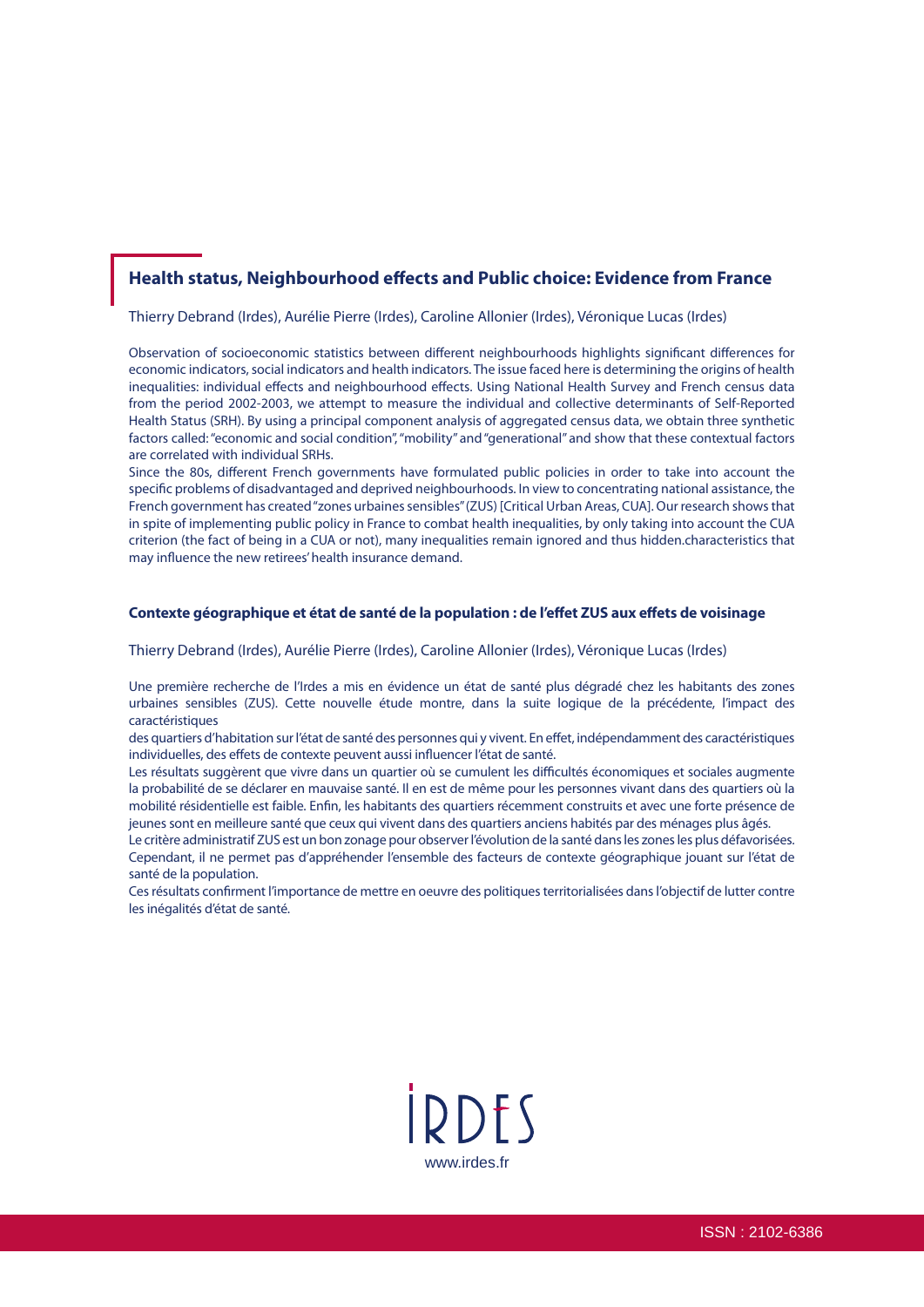## Health status, Neighbourhood effects and Public choice: Evidence from France

Thierry Debrand (Irdes), Aurélie Pierre (Irdes), Caroline Allonier (Irdes), Véronique Lucas (Irdes)

Observation of socioeconomic statistics between different neighbourhoods highlights significant differences for economic indicators, social indicators and health indicators. The issue faced here is determining the origins of health inequalities: individual effects and neighbourhood effects. Using National Health Survey and French census data from the period 2002-2003, we attempt to measure the individual and collective determinants of Self-Reported Health Status (SRH). By using a principal component analysis of aggregated census data, we obtain three synthetic factors called: "economic and social condition", "mobility" and "generational" and show that these contextual factors are correlated with individual SRHs.

Since the 80s, different French governments have formulated public policies in order to take into account the specific problems of disadvantaged and deprived neighbourhoods. In view to concentrating national assistance, the French government has created "zones urbaines sensibles" (ZUS) [Critical Urban Areas, CUA]. Our research shows that in spite of implementing public policy in France to combat health inequalities, by only taking into account the CUA criterion (the fact of being in a CUA or not), many inequalities remain ignored and thus hidden.characteristics that may influence the new retirees' health insurance demand.

## Contexte géographique et état de santé de la population : de l'effet ZUS aux effets de voisinage

Thierry Debrand (Irdes), Aurélie Pierre (Irdes), Caroline Allonier (Irdes), Véronique Lucas (Irdes)

Une première recherche de l'Irdes a mis en évidence un état de santé plus dégradé chez les habitants des zones urbaines sensibles (ZUS). Cette nouvelle étude montre, dans la suite logique de la précédente, l'impact des caractéristiques

des quartiers d'habitation sur l'état de santé des personnes qui y vivent. En effet, indépendamment des caractéristiques individuelles, des effets de contexte peuvent aussi influencer l'état de santé.

Les résultats suggèrent que vivre dans un quartier où se cumulent les difficultés économiques et sociales augmente la probabilité de se déclarer en mauvaise santé. Il en est de même pour les personnes vivant dans des quartiers où la mobilité résidentielle est faible. Enfin, les habitants des quartiers récemment construits et avec une forte présence de jeunes sont en meilleure santé que ceux qui vivent dans des quartiers anciens habités par des ménages plus âgés.

Le critère administratif ZUS est un bon zonage pour observer l'évolution de la santé dans les zones les plus défavorisées. Cependant, il ne permet pas d'appréhender l'ensemble des facteurs de contexte géographique jouant sur l'état de santé de la population.

Ces résultats confirment l'importance de mettre en oeuvre des politiques territorialisées dans l'objectif de lutter contre les inégalités d'état de santé.

IRDES

www.irdes.fr

ISSN : 2102-6386